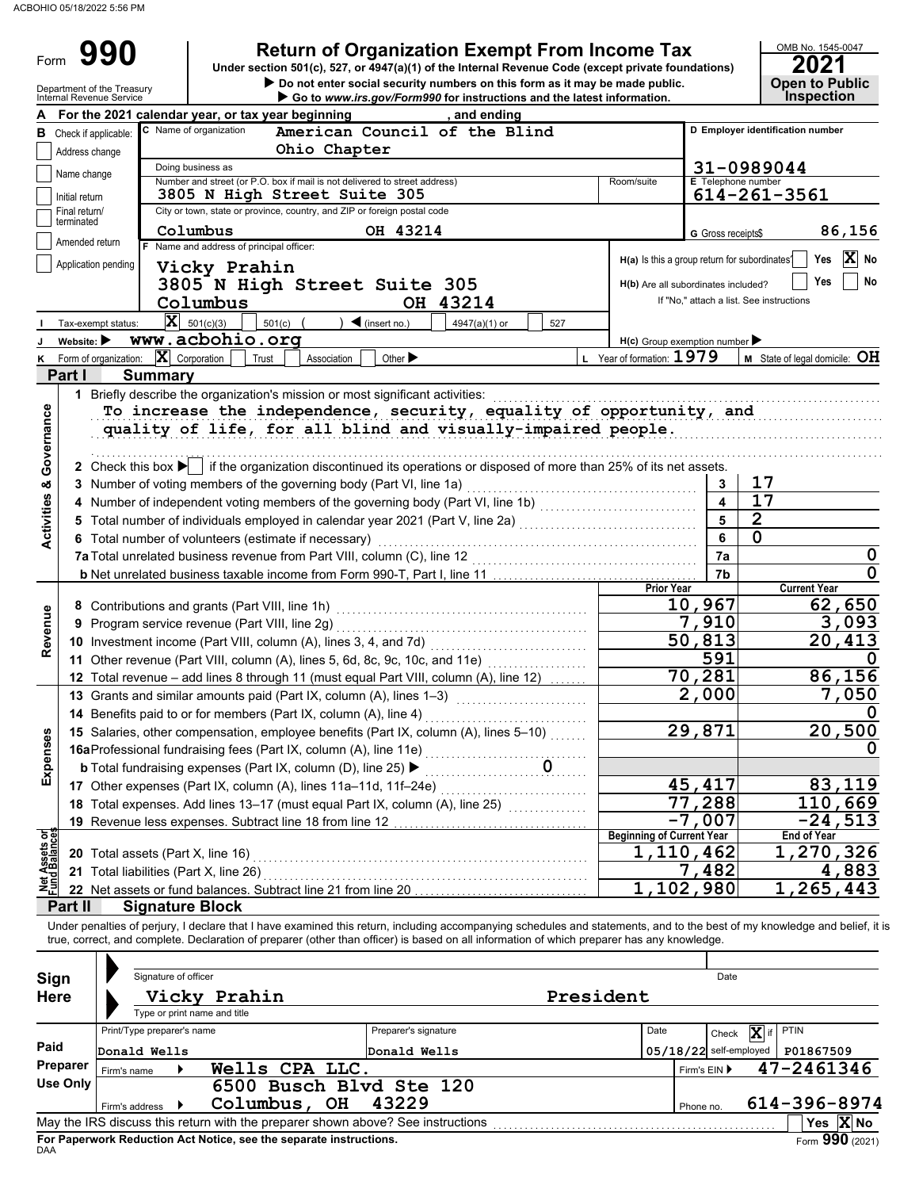ACBOHIO 05/18/2022 5:56 PM

# Form 990

## Return of Organization Exempt From Income Tax

Under section 501(c), 527, or 4947(a)(1) of the Internal Revenue Code (except private foundations)

▶ Do not enter social security numbers on this form as it may be made public.

▶ Go to www.irs.gov/Form990 for instructions and the latest information.

OMB No. 1545-0047

**2021**

**Open to Public Inspection**

Department of the Treasury
Internal Revenue Service

**A** For the 2021 calendar year, or tax year beginning , and ending

**B** Check if applicable:
- [ ] Address change
- [ ] Name change
- [ ] Initial return
- [ ] Final return/terminated
- [ ] Amended return
- [ ] Application pending

**C** Name of organization: American Council of the Blind Ohio Chapter

Doing business as

Number and street (or P.O. box if mail is not delivered to street address): 3805 N High Street Suite 305

Room/suite

City or town, state or province, country, and ZIP or foreign postal code: Columbus OH 43214

**D** Employer identification number: 31-0989044

**E** Telephone number: 614-261-3561

**G** Gross receipts$ 86,156

**F** Name and address of principal officer:
Vicky Prahin
3805 N High Street Suite 305
Columbus OH 43214

H(a) Is this a group return for subordinates? [ ] Yes [X] No

H(b) Are all subordinates included? [ ] Yes [ ] No
If "No," attach a list. See instructions

**I** Tax-exempt status: [X] 501(c)(3) [ ] 501(c) ( ) ◀ (insert no.) [ ] 4947(a)(1) or [ ] 527

**J** Website: ▶ www.acbohio.org

H(c) Group exemption number ▶

**K** Form of organization: [X] Corporation [ ] Trust [ ] Association [ ] Other ▶

**L** Year of formation: 1979

**M** State of legal domicile: OH

## Part I Summary

**Activities & Governance**

1 Briefly describe the organization's mission or most significant activities:
To increase the independence, security, equality of opportunity, and quality of life, for all blind and visually-impaired people.

2 Check this box ▶ [ ] if the organization discontinued its operations or disposed of more than 25% of its net assets.

| | | |
|---|---|---|
| 3 Number of voting members of the governing body (Part VI, line 1a) | 3 | 17 |
| 4 Number of independent voting members of the governing body (Part VI, line 1b) | 4 | 17 |
| 5 Total number of individuals employed in calendar year 2021 (Part V, line 2a) | 5 | 2 |
| 6 Total number of volunteers (estimate if necessary) | 6 | 0 |
| 7a Total unrelated business revenue from Part VIII, column (C), line 12 | 7a | 0 |
| b Net unrelated business taxable income from Form 990-T, Part I, line 11 | 7b | 0 |

| | Prior Year | Current Year |
|---|---|---|
| **Revenue** | | |
| 8 Contributions and grants (Part VIII, line 1h) | 10,967 | 62,650 |
| 9 Program service revenue (Part VIII, line 2g) | 7,910 | 3,093 |
| 10 Investment income (Part VIII, column (A), lines 3, 4, and 7d) | 50,813 | 20,413 |
| 11 Other revenue (Part VIII, column (A), lines 5, 6d, 8c, 9c, 10c, and 11e) | 591 | 0 |
| 12 Total revenue – add lines 8 through 11 (must equal Part VIII, column (A), line 12) | 70,281 | 86,156 |
| **Expenses** | | |
| 13 Grants and similar amounts paid (Part IX, column (A), lines 1–3) | 2,000 | 7,050 |
| 14 Benefits paid to or for members (Part IX, column (A), line 4) | | 0 |
| 15 Salaries, other compensation, employee benefits (Part IX, column (A), lines 5–10) | 29,871 | 20,500 |
| 16a Professional fundraising fees (Part IX, column (A), line 11e) | | 0 |
| b Total fundraising expenses (Part IX, column (D), line 25) ▶ 0 | | |
| 17 Other expenses (Part IX, column (A), lines 11a–11d, 11f–24e) | 45,417 | 83,119 |
| 18 Total expenses. Add lines 13–17 (must equal Part IX, column (A), line 25) | 77,288 | 110,669 |
| 19 Revenue less expenses. Subtract line 18 from line 12 | -7,007 | -24,513 |

| **Net Assets or Fund Balances** | Beginning of Current Year | End of Year |
|---|---|---|
| 20 Total assets (Part X, line 16) | 1,110,462 | 1,270,326 |
| 21 Total liabilities (Part X, line 26) | 7,482 | 4,883 |
| 22 Net assets or fund balances. Subtract line 21 from line 20 | 1,102,980 | 1,265,443 |

## Part II Signature Block

Under penalties of perjury, I declare that I have examined this return, including accompanying schedules and statements, and to the best of my knowledge and belief, it is true, correct, and complete. Declaration of preparer (other than officer) is based on all information of which preparer has any knowledge.

**Sign Here**

Signature of officer | Date

Vicky Prahin President
Type or print name and title

**Paid Preparer Use Only**

| Print/Type preparer's name | Preparer's signature | Date | Check [X] if self-employed | PTIN |
|---|---|---|---|---|
| Donald Wells | Donald Wells | 05/18/22 | | P01867509 |

Firm's name ▶ Wells CPA LLC. — Firm's EIN ▶ 47-2461346

Firm's address ▶ 6500 Busch Blvd Ste 120, Columbus, OH 43229 — Phone no. 614-396-8974

May the IRS discuss this return with the preparer shown above? See instructions [ ] Yes [X] No

**For Paperwork Reduction Act Notice, see the separate instructions.**

DAA

Form **990** (2021)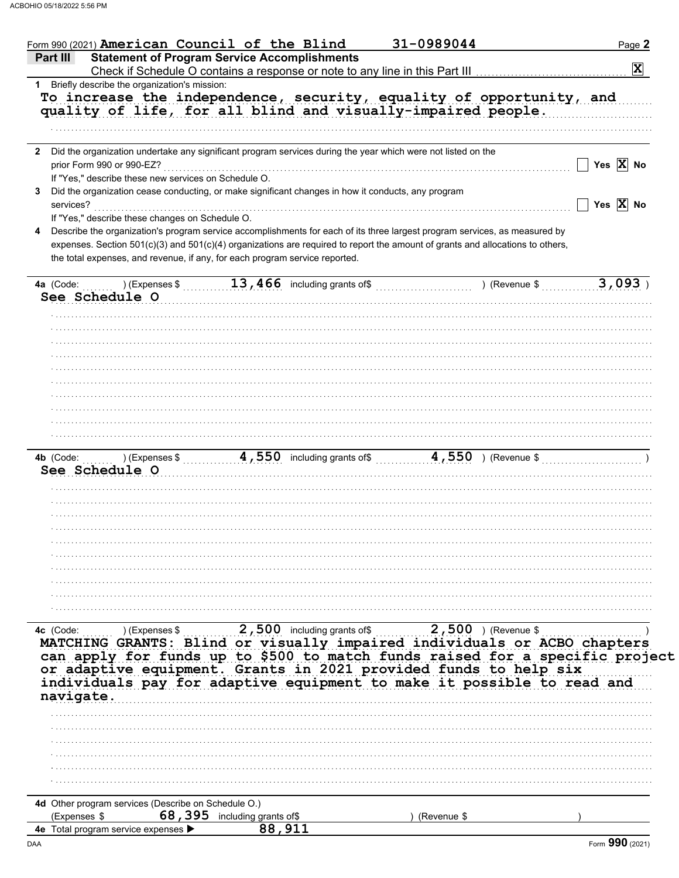Form 990 (2021) American Council of the Blind 31-0989044

## Part III Statement of Program Service Accomplishments

Check if Schedule O contains a response or note to any line in this Part III [X]

**1** Briefly describe the organization's mission:

To increase the independence, security, equality of opportunity, and quality of life, for all blind and visually-impaired people.

**2** Did the organization undertake any significant program services during the year which were not listed on the prior Form 990 or 990-EZ? [ ] Yes [X] No

If "Yes," describe these new services on Schedule O.

**3** Did the organization cease conducting, or make significant changes in how it conducts, any program services? [ ] Yes [X] No

If "Yes," describe these changes on Schedule O.

**4** Describe the organization's program service accomplishments for each of its three largest program services, as measured by expenses. Section 501(c)(3) and 501(c)(4) organizations are required to report the amount of grants and allocations to others, the total expenses, and revenue, if any, for each program service reported.

**4a** (Code: ) (Expenses $ 13,466 including grants of$ ) (Revenue $ 3,093 )

See Schedule O

**4b** (Code: ) (Expenses $ 4,550 including grants of$ 4,550 ) (Revenue $ )

See Schedule O

**4c** (Code: ) (Expenses $ 2,500 including grants of$ 2,500 ) (Revenue $ )

MATCHING GRANTS: Blind or visually impaired individuals or ACBO chapters can apply for funds up to $500 to match funds raised for a specific project or adaptive equipment. Grants in 2021 provided funds to help six individuals pay for adaptive equipment to make it possible to read and navigate.

**4d** Other program services (Describe on Schedule O.)

(Expenses $ 68,395 including grants of$ ) (Revenue $ )

**4e** Total program service expenses ▶ 88,911

Form **990** (2021)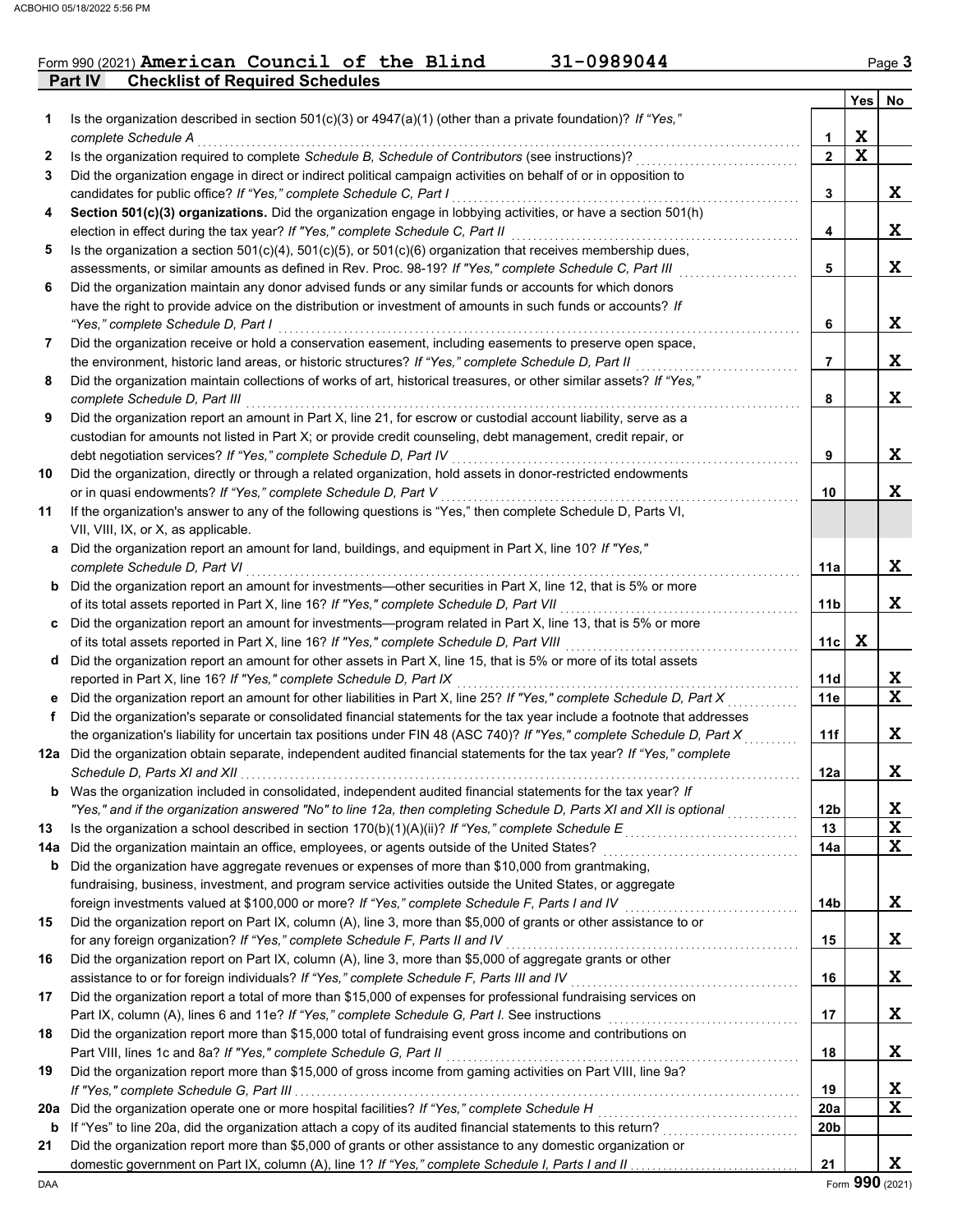Form 990 (2021) **American Council of the Blind** 31-0989044

## Part IV Checklist of Required Schedules

| | | | Yes | No |
|---|---|---|---|---|
| 1 | Is the organization described in section 501(c)(3) or 4947(a)(1) (other than a private foundation)? *If "Yes," complete Schedule A* | 1 | X | |
| 2 | Is the organization required to complete *Schedule B, Schedule of Contributors* (see instructions)? | 2 | X | |
| 3 | Did the organization engage in direct or indirect political campaign activities on behalf of or in opposition to candidates for public office? *If "Yes," complete Schedule C, Part I* | 3 | | X |
| 4 | **Section 501(c)(3) organizations.** Did the organization engage in lobbying activities, or have a section 501(h) election in effect during the tax year? *If "Yes," complete Schedule C, Part II* | 4 | | X |
| 5 | Is the organization a section 501(c)(4), 501(c)(5), or 501(c)(6) organization that receives membership dues, assessments, or similar amounts as defined in Rev. Proc. 98-19? *If "Yes," complete Schedule C, Part III* | 5 | | X |
| 6 | Did the organization maintain any donor advised funds or any similar funds or accounts for which donors have the right to provide advice on the distribution or investment of amounts in such funds or accounts? *If "Yes," complete Schedule D, Part I* | 6 | | X |
| 7 | Did the organization receive or hold a conservation easement, including easements to preserve open space, the environment, historic land areas, or historic structures? *If "Yes," complete Schedule D, Part II* | 7 | | X |
| 8 | Did the organization maintain collections of works of art, historical treasures, or other similar assets? *If "Yes," complete Schedule D, Part III* | 8 | | X |
| 9 | Did the organization report an amount in Part X, line 21, for escrow or custodial account liability, serve as a custodian for amounts not listed in Part X; or provide credit counseling, debt management, credit repair, or debt negotiation services? *If "Yes," complete Schedule D, Part IV* | 9 | | X |
| 10 | Did the organization, directly or through a related organization, hold assets in donor-restricted endowments or in quasi endowments? *If "Yes," complete Schedule D, Part V* | 10 | | X |
| 11 | If the organization's answer to any of the following questions is "Yes," then complete Schedule D, Parts VI, VII, VIII, IX, or X, as applicable. | | | |
| a | Did the organization report an amount for land, buildings, and equipment in Part X, line 10? *If "Yes," complete Schedule D, Part VI* | 11a | | X |
| b | Did the organization report an amount for investments—other securities in Part X, line 12, that is 5% or more of its total assets reported in Part X, line 16? *If "Yes," complete Schedule D, Part VII* | 11b | | X |
| c | Did the organization report an amount for investments—program related in Part X, line 13, that is 5% or more of its total assets reported in Part X, line 16? *If "Yes," complete Schedule D, Part VIII* | 11c | X | |
| d | Did the organization report an amount for other assets in Part X, line 15, that is 5% or more of its total assets reported in Part X, line 16? *If "Yes," complete Schedule D, Part IX* | 11d | | X |
| e | Did the organization report an amount for other liabilities in Part X, line 25? *If "Yes," complete Schedule D, Part X* | 11e | | X |
| f | Did the organization's separate or consolidated financial statements for the tax year include a footnote that addresses the organization's liability for uncertain tax positions under FIN 48 (ASC 740)? *If "Yes," complete Schedule D, Part X* | 11f | | X |
| 12a | Did the organization obtain separate, independent audited financial statements for the tax year? *If "Yes," complete Schedule D, Parts XI and XII* | 12a | | X |
| b | Was the organization included in consolidated, independent audited financial statements for the tax year? *If "Yes," and if the organization answered "No" to line 12a, then completing Schedule D, Parts XI and XII is optional* | 12b | | X |
| 13 | Is the organization a school described in section 170(b)(1)(A)(ii)? *If "Yes," complete Schedule E* | 13 | | X |
| 14a | Did the organization maintain an office, employees, or agents outside of the United States? | 14a | | X |
| b | Did the organization have aggregate revenues or expenses of more than $10,000 from grantmaking, fundraising, business, investment, and program service activities outside the United States, or aggregate foreign investments valued at $100,000 or more? *If "Yes," complete Schedule F, Parts I and IV* | 14b | | X |
| 15 | Did the organization report on Part IX, column (A), line 3, more than $5,000 of grants or other assistance to or for any foreign organization? *If "Yes," complete Schedule F, Parts II and IV* | 15 | | X |
| 16 | Did the organization report on Part IX, column (A), line 3, more than $5,000 of aggregate grants or other assistance to or for foreign individuals? *If "Yes," complete Schedule F, Parts III and IV* | 16 | | X |
| 17 | Did the organization report a total of more than $15,000 of expenses for professional fundraising services on Part IX, column (A), lines 6 and 11e? *If "Yes," complete Schedule G, Part I.* See instructions | 17 | | X |
| 18 | Did the organization report more than $15,000 total of fundraising event gross income and contributions on Part VIII, lines 1c and 8a? *If "Yes," complete Schedule G, Part II* | 18 | | X |
| 19 | Did the organization report more than $15,000 of gross income from gaming activities on Part VIII, line 9a? *If "Yes," complete Schedule G, Part III* | 19 | | X |
| 20a | Did the organization operate one or more hospital facilities? *If "Yes," complete Schedule H* | 20a | | X |
| b | If "Yes" to line 20a, did the organization attach a copy of its audited financial statements to this return? | 20b | | |
| 21 | Did the organization report more than $5,000 of grants or other assistance to any domestic organization or domestic government on Part IX, column (A), line 1? *If "Yes," complete Schedule I, Parts I and II* | 21 | | X |

DAA Form **990** (2021)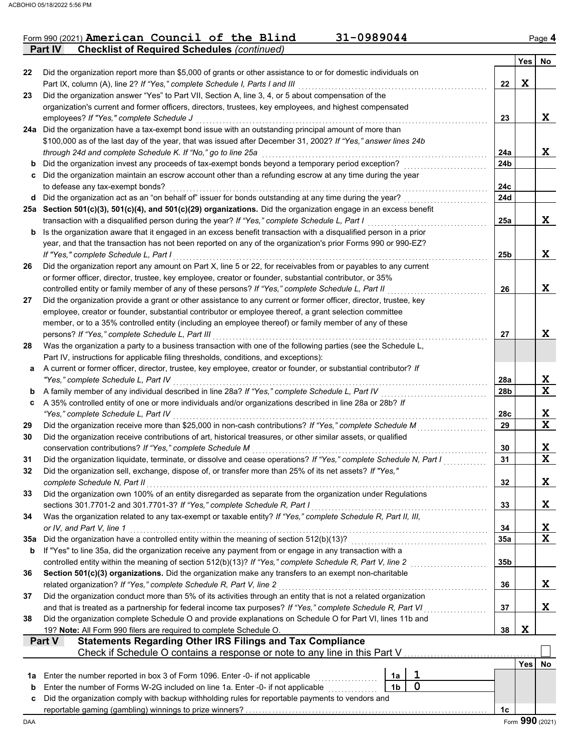Form 990 (2021) **American Council of the Blind** 31-0989044

## Part IV — Checklist of Required Schedules *(continued)*

| | | | Yes | No |
|---|---|---|---|---|
| 22 | Did the organization report more than $5,000 of grants or other assistance to or for domestic individuals on Part IX, column (A), line 2? *If "Yes," complete Schedule I, Parts I and III* | 22 | X | |
| 23 | Did the organization answer "Yes" to Part VII, Section A, line 3, 4, or 5 about compensation of the organization's current and former officers, directors, trustees, key employees, and highest compensated employees? *If "Yes," complete Schedule J* | 23 | | X |
| 24a | Did the organization have a tax-exempt bond issue with an outstanding principal amount of more than $100,000 as of the last day of the year, that was issued after December 31, 2002? *If "Yes," answer lines 24b through 24d and complete Schedule K. If "No," go to line 25a* | 24a | | X |
| b | Did the organization invest any proceeds of tax-exempt bonds beyond a temporary period exception? | 24b | | |
| c | Did the organization maintain an escrow account other than a refunding escrow at any time during the year to defease any tax-exempt bonds? | 24c | | |
| d | Did the organization act as an "on behalf of" issuer for bonds outstanding at any time during the year? | 24d | | |
| 25a | **Section 501(c)(3), 501(c)(4), and 501(c)(29) organizations.** Did the organization engage in an excess benefit transaction with a disqualified person during the year? *If "Yes," complete Schedule L, Part I* | 25a | | X |
| b | Is the organization aware that it engaged in an excess benefit transaction with a disqualified person in a prior year, and that the transaction has not been reported on any of the organization's prior Forms 990 or 990-EZ? *If "Yes," complete Schedule L, Part I* | 25b | | X |
| 26 | Did the organization report any amount on Part X, line 5 or 22, for receivables from or payables to any current or former officer, director, trustee, key employee, creator or founder, substantial contributor, or 35% controlled entity or family member of any of these persons? *If "Yes," complete Schedule L, Part II* | 26 | | X |
| 27 | Did the organization provide a grant or other assistance to any current or former officer, director, trustee, key employee, creator or founder, substantial contributor or employee thereof, a grant selection committee member, or to a 35% controlled entity (including an employee thereof) or family member of any of these persons? *If "Yes," complete Schedule L, Part III* | 27 | | X |
| 28 | Was the organization a party to a business transaction with one of the following parties (see the Schedule L, Part IV instructions for applicable filing thresholds, conditions, and exceptions): | | | |
| a | A current or former officer, director, trustee, key employee, creator or founder, or substantial contributor? *If "Yes," complete Schedule L, Part IV* | 28a | | X |
| b | A family member of any individual described in line 28a? *If "Yes," complete Schedule L, Part IV* | 28b | | X |
| c | A 35% controlled entity of one or more individuals and/or organizations described in line 28a or 28b? *If "Yes," complete Schedule L, Part IV* | 28c | | X |
| 29 | Did the organization receive more than $25,000 in non-cash contributions? *If "Yes," complete Schedule M* | 29 | | X |
| 30 | Did the organization receive contributions of art, historical treasures, or other similar assets, or qualified conservation contributions? *If "Yes," complete Schedule M* | 30 | | X |
| 31 | Did the organization liquidate, terminate, or dissolve and cease operations? *If "Yes," complete Schedule N, Part I* | 31 | | X |
| 32 | Did the organization sell, exchange, dispose of, or transfer more than 25% of its net assets? *If "Yes," complete Schedule N, Part II* | 32 | | X |
| 33 | Did the organization own 100% of an entity disregarded as separate from the organization under Regulations sections 301.7701-2 and 301.7701-3? *If "Yes," complete Schedule R, Part I* | 33 | | X |
| 34 | Was the organization related to any tax-exempt or taxable entity? *If "Yes," complete Schedule R, Part II, III, or IV, and Part V, line 1* | 34 | | X |
| 35a | Did the organization have a controlled entity within the meaning of section 512(b)(13)? | 35a | | X |
| b | If "Yes" to line 35a, did the organization receive any payment from or engage in any transaction with a controlled entity within the meaning of section 512(b)(13)? *If "Yes," complete Schedule R, Part V, line 2* | 35b | | |
| 36 | **Section 501(c)(3) organizations.** Did the organization make any transfers to an exempt non-charitable related organization? *If "Yes," complete Schedule R, Part V, line 2* | 36 | | X |
| 37 | Did the organization conduct more than 5% of its activities through an entity that is not a related organization and that is treated as a partnership for federal income tax purposes? *If "Yes," complete Schedule R, Part VI* | 37 | | X |
| 38 | Did the organization complete Schedule O and provide explanations on Schedule O for Part VI, lines 11b and 19? **Note:** All Form 990 filers are required to complete Schedule O. | 38 | X | |

## Part V — Statements Regarding Other IRS Filings and Tax Compliance

Check if Schedule O contains a response or note to any line in this Part V ☐

| | | | | | Yes | No |
|---|---|---|---|---|---|---|
| 1a | Enter the number reported in box 3 of Form 1096. Enter -0- if not applicable | 1a | 1 | | | |
| b | Enter the number of Forms W-2G included on line 1a. Enter -0- if not applicable | 1b | 0 | | | |
| c | Did the organization comply with backup withholding rules for reportable payments to vendors and reportable gaming (gambling) winnings to prize winners? | | | 1c | | |

Form **990** (2021)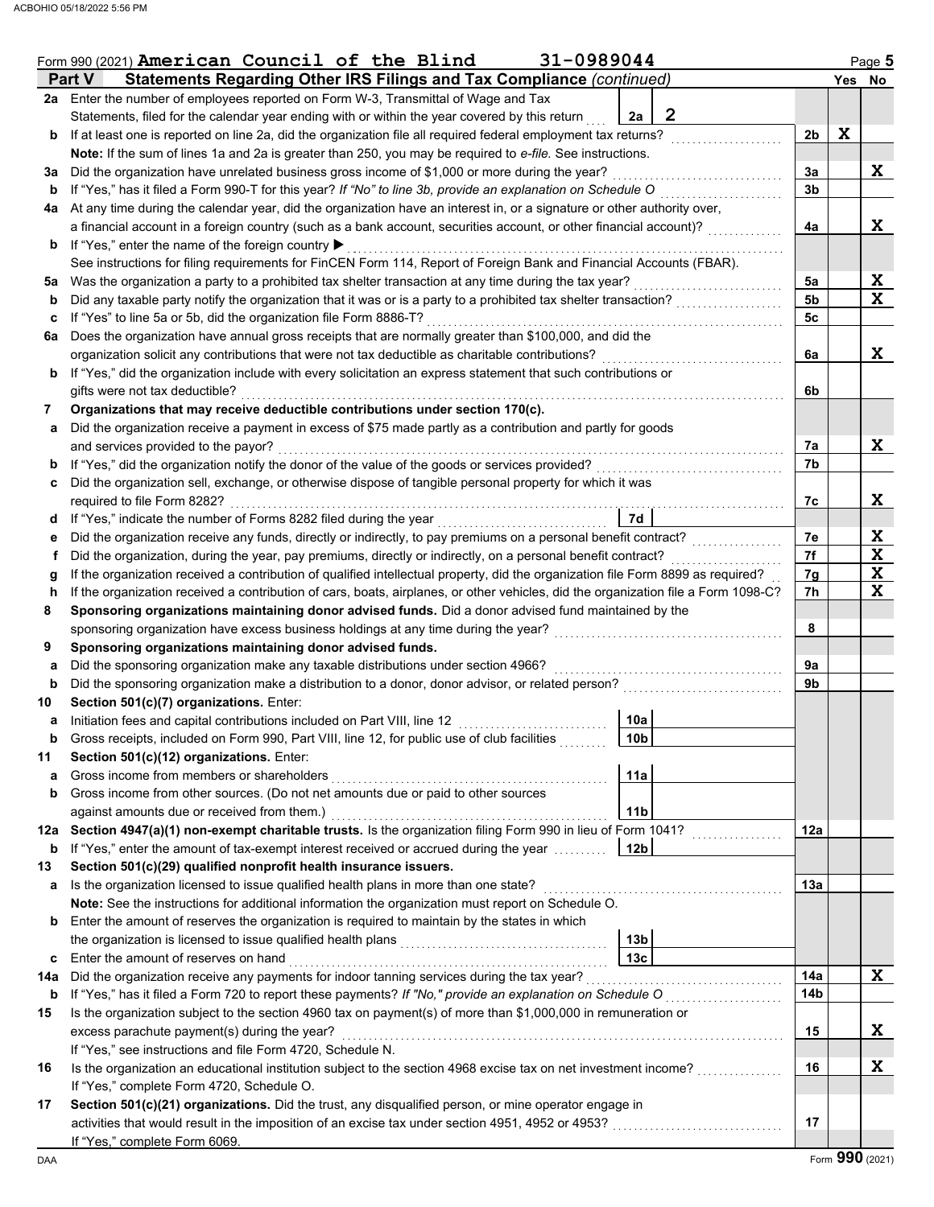Form 990 (2021) **American Council of the Blind** 31-0989044 Page **5**

## Part V Statements Regarding Other IRS Filings and Tax Compliance *(continued)*

| | | | | | Yes | No |
|---|---|---|---|---|---|---|
| **2a** | Enter the number of employees reported on Form W-3, Transmittal of Wage and Tax Statements, filed for the calendar year ending with or within the year covered by this return | 2a | 2 | | | |
| **b** | If at least one is reported on line 2a, did the organization file all required federal employment tax returns? | | | 2b | X | |
| | **Note:** If the sum of lines 1a and 2a is greater than 250, you may be required to *e-file.* See instructions. | | | | | |
| **3a** | Did the organization have unrelated business gross income of $1,000 or more during the year? | | | 3a | | X |
| **b** | If "Yes," has it filed a Form 990-T for this year? *If "No" to line 3b, provide an explanation on Schedule O* | | | 3b | | |
| **4a** | At any time during the calendar year, did the organization have an interest in, or a signature or other authority over, a financial account in a foreign country (such as a bank account, securities account, or other financial account)? | | | 4a | | X |
| **b** | If "Yes," enter the name of the foreign country ▶ | | | | | |
| | See instructions for filing requirements for FinCEN Form 114, Report of Foreign Bank and Financial Accounts (FBAR). | | | | | |
| **5a** | Was the organization a party to a prohibited tax shelter transaction at any time during the tax year? | | | 5a | | X |
| **b** | Did any taxable party notify the organization that it was or is a party to a prohibited tax shelter transaction? | | | 5b | | X |
| **c** | If "Yes" to line 5a or 5b, did the organization file Form 8886-T? | | | 5c | | |
| **6a** | Does the organization have annual gross receipts that are normally greater than $100,000, and did the organization solicit any contributions that were not tax deductible as charitable contributions? | | | 6a | | X |
| **b** | If "Yes," did the organization include with every solicitation an express statement that such contributions or gifts were not tax deductible? | | | 6b | | |
| **7** | **Organizations that may receive deductible contributions under section 170(c).** | | | | | |
| **a** | Did the organization receive a payment in excess of $75 made partly as a contribution and partly for goods and services provided to the payor? | | | 7a | | X |
| **b** | If "Yes," did the organization notify the donor of the value of the goods or services provided? | | | 7b | | |
| **c** | Did the organization sell, exchange, or otherwise dispose of tangible personal property for which it was required to file Form 8282? | | | 7c | | X |
| **d** | If "Yes," indicate the number of Forms 8282 filed during the year | 7d | | | | |
| **e** | Did the organization receive any funds, directly or indirectly, to pay premiums on a personal benefit contract? | | | 7e | | X |
| **f** | Did the organization, during the year, pay premiums, directly or indirectly, on a personal benefit contract? | | | 7f | | X |
| **g** | If the organization received a contribution of qualified intellectual property, did the organization file Form 8899 as required? | | | 7g | | X |
| **h** | If the organization received a contribution of cars, boats, airplanes, or other vehicles, did the organization file a Form 1098-C? | | | 7h | | X |
| **8** | **Sponsoring organizations maintaining donor advised funds.** Did a donor advised fund maintained by the sponsoring organization have excess business holdings at any time during the year? | | | 8 | | |
| **9** | **Sponsoring organizations maintaining donor advised funds.** | | | | | |
| **a** | Did the sponsoring organization make any taxable distributions under section 4966? | | | 9a | | |
| **b** | Did the sponsoring organization make a distribution to a donor, donor advisor, or related person? | | | 9b | | |
| **10** | **Section 501(c)(7) organizations.** Enter: | | | | | |
| **a** | Initiation fees and capital contributions included on Part VIII, line 12 | 10a | | | | |
| **b** | Gross receipts, included on Form 990, Part VIII, line 12, for public use of club facilities | 10b | | | | |
| **11** | **Section 501(c)(12) organizations.** Enter: | | | | | |
| **a** | Gross income from members or shareholders | 11a | | | | |
| **b** | Gross income from other sources. (Do not net amounts due or paid to other sources against amounts due or received from them.) | 11b | | | | |
| **12a** | **Section 4947(a)(1) non-exempt charitable trusts.** Is the organization filing Form 990 in lieu of Form 1041? | | | 12a | | |
| **b** | If "Yes," enter the amount of tax-exempt interest received or accrued during the year | 12b | | | | |
| **13** | **Section 501(c)(29) qualified nonprofit health insurance issuers.** | | | | | |
| **a** | Is the organization licensed to issue qualified health plans in more than one state? | | | 13a | | |
| | **Note:** See the instructions for additional information the organization must report on Schedule O. | | | | | |
| **b** | Enter the amount of reserves the organization is required to maintain by the states in which the organization is licensed to issue qualified health plans | 13b | | | | |
| **c** | Enter the amount of reserves on hand | 13c | | | | |
| **14a** | Did the organization receive any payments for indoor tanning services during the tax year? | | | 14a | | X |
| **b** | If "Yes," has it filed a Form 720 to report these payments? *If "No," provide an explanation on Schedule O* | | | 14b | | |
| **15** | Is the organization subject to the section 4960 tax on payment(s) of more than $1,000,000 in remuneration or excess parachute payment(s) during the year? | | | 15 | | X |
| | If "Yes," see instructions and file Form 4720, Schedule N. | | | | | |
| **16** | Is the organization an educational institution subject to the section 4968 excise tax on net investment income? | | | 16 | | X |
| | If "Yes," complete Form 4720, Schedule O. | | | | | |
| **17** | **Section 501(c)(21) organizations.** Did the trust, any disqualified person, or mine operator engage in activities that would result in the imposition of an excise tax under section 4951, 4952 or 4953? | | | 17 | | |
| | If "Yes," complete Form 6069. | | | | | |

Form **990** (2021)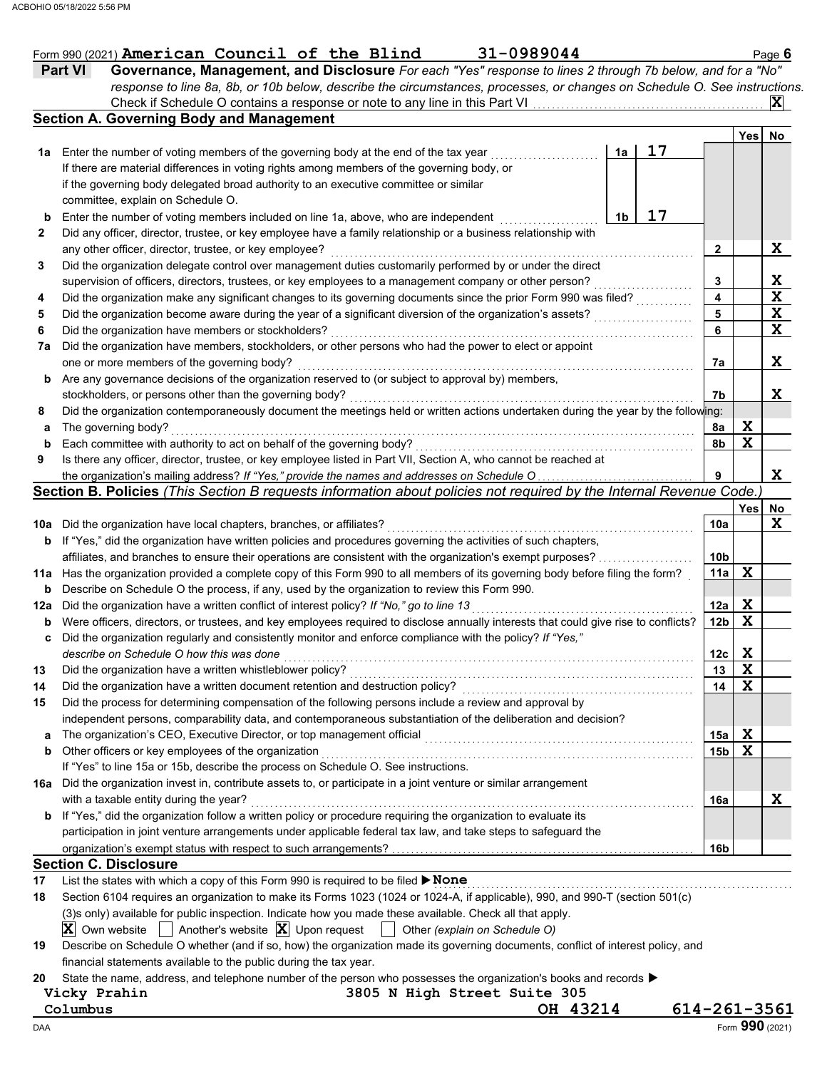Form 990 (2021) **American Council of the Blind** 31-0989044

## Part VI Governance, Management, and Disclosure

*For each "Yes" response to lines 2 through 7b below, and for a "No" response to line 8a, 8b, or 10b below, describe the circumstances, processes, or changes on Schedule O. See instructions.*

Check if Schedule O contains a response or note to any line in this Part VI . . . [X]

### Section A. Governing Body and Management

| | | | | Yes | No |
|---|---|---|---|---|---|
| **1a** | Enter the number of voting members of the governing body at the end of the tax year . . . **1a** 17<br>If there are material differences in voting rights among members of the governing body, or if the governing body delegated broad authority to an executive committee or similar committee, explain on Schedule O. | | | | |
| **b** | Enter the number of voting members included on line 1a, above, who are independent . . . **1b** 17 | | | | |
| **2** | Did any officer, director, trustee, or key employee have a family relationship or a business relationship with any other officer, director, trustee, or key employee? | | **2** | | X |
| **3** | Did the organization delegate control over management duties customarily performed by or under the direct supervision of officers, directors, trustees, or key employees to a management company or other person? | | **3** | | X |
| **4** | Did the organization make any significant changes to its governing documents since the prior Form 990 was filed? | | **4** | | X |
| **5** | Did the organization become aware during the year of a significant diversion of the organization's assets? | | **5** | | X |
| **6** | Did the organization have members or stockholders? | | **6** | | X |
| **7a** | Did the organization have members, stockholders, or other persons who had the power to elect or appoint one or more members of the governing body? | | **7a** | | X |
| **b** | Are any governance decisions of the organization reserved to (or subject to approval by) members, stockholders, or persons other than the governing body? | | **7b** | | X |
| **8** | Did the organization contemporaneously document the meetings held or written actions undertaken during the year by the following: | | | | |
| **a** | The governing body? | | **8a** | X | |
| **b** | Each committee with authority to act on behalf of the governing body? | | **8b** | X | |
| **9** | Is there any officer, director, trustee, or key employee listed in Part VII, Section A, who cannot be reached at the organization's mailing address? *If "Yes," provide the names and addresses on Schedule O* | | **9** | | X |

### Section B. Policies *(This Section B requests information about policies not required by the Internal Revenue Code.)*

| | | | Yes | No |
|---|---|---|---|---|
| **10a** | Did the organization have local chapters, branches, or affiliates? | **10a** | | X |
| **b** | If "Yes," did the organization have written policies and procedures governing the activities of such chapters, affiliates, and branches to ensure their operations are consistent with the organization's exempt purposes? | **10b** | | |
| **11a** | Has the organization provided a complete copy of this Form 990 to all members of its governing body before filing the form? | **11a** | X | |
| **b** | Describe on Schedule O the process, if any, used by the organization to review this Form 990. | | | |
| **12a** | Did the organization have a written conflict of interest policy? *If "No," go to line 13* | **12a** | X | |
| **b** | Were officers, directors, or trustees, and key employees required to disclose annually interests that could give rise to conflicts? | **12b** | X | |
| **c** | Did the organization regularly and consistently monitor and enforce compliance with the policy? *If "Yes," describe on Schedule O how this was done* | **12c** | X | |
| **13** | Did the organization have a written whistleblower policy? | **13** | X | |
| **14** | Did the organization have a written document retention and destruction policy? | **14** | X | |
| **15** | Did the process for determining compensation of the following persons include a review and approval by independent persons, comparability data, and contemporaneous substantiation of the deliberation and decision? | | | |
| **a** | The organization's CEO, Executive Director, or top management official | **15a** | X | |
| **b** | Other officers or key employees of the organization | **15b** | X | |
| | If "Yes" to line 15a or 15b, describe the process on Schedule O. See instructions. | | | |
| **16a** | Did the organization invest in, contribute assets to, or participate in a joint venture or similar arrangement with a taxable entity during the year? | **16a** | | X |
| **b** | If "Yes," did the organization follow a written policy or procedure requiring the organization to evaluate its participation in joint venture arrangements under applicable federal tax law, and take steps to safeguard the organization's exempt status with respect to such arrangements? | **16b** | | |

### Section C. Disclosure

**17** List the states with which a copy of this Form 990 is required to be filed ▶ **None**

**18** Section 6104 requires an organization to make its Forms 1023 (1024 or 1024-A, if applicable), 990, and 990-T (section 501(c)(3)s only) available for public inspection. Indicate how you made these available. Check all that apply.

[X] Own website [ ] Another's website [X] Upon request [ ] Other *(explain on Schedule O)*

**19** Describe on Schedule O whether (and if so, how) the organization made its governing documents, conflict of interest policy, and financial statements available to the public during the tax year.

**20** State the name, address, and telephone number of the person who possesses the organization's books and records ▶

Vicky Prahin
3805 N High Street Suite 305
Columbus OH 43214
614-261-3561

Form **990** (2021)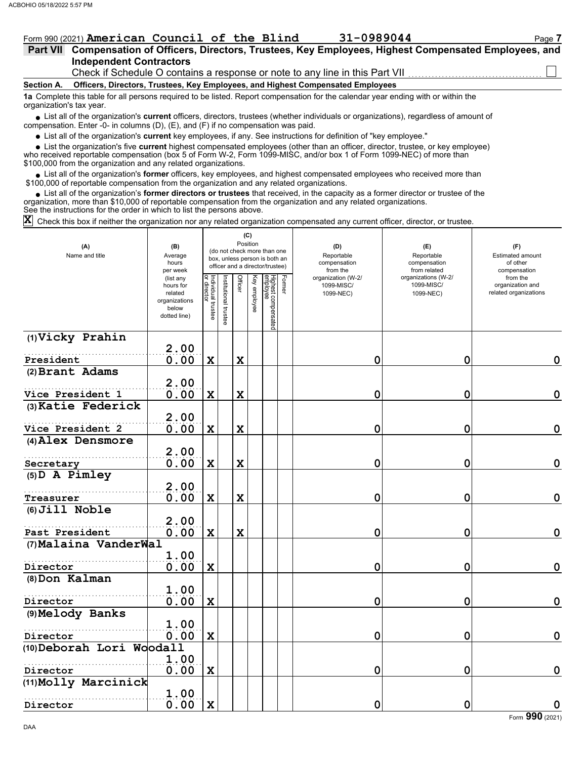Form 990 (2021) **American Council of the Blind** **31-0989044**

## Part VII Compensation of Officers, Directors, Trustees, Key Employees, Highest Compensated Employees, and Independent Contractors

Check if Schedule O contains a response or note to any line in this Part VII ☐

### Section A. Officers, Directors, Trustees, Key Employees, and Highest Compensated Employees

**1a** Complete this table for all persons required to be listed. Report compensation for the calendar year ending with or within the organization's tax year.

- List all of the organization's **current** officers, directors, trustees (whether individuals or organizations), regardless of amount of compensation. Enter -0- in columns (D), (E), and (F) if no compensation was paid.
- List all of the organization's **current** key employees, if any. See instructions for definition of "key employee."
- List the organization's five **current** highest compensated employees (other than an officer, director, trustee, or key employee) who received reportable compensation (box 5 of Form W-2, Form 1099-MISC, and/or box 1 of Form 1099-NEC) of more than $100,000 from the organization and any related organizations.
- List all of the organization's **former** officers, key employees, and highest compensated employees who received more than $100,000 of reportable compensation from the organization and any related organizations.
- List all of the organization's **former directors or trustees** that received, in the capacity as a former director or trustee of the organization, more than $10,000 of reportable compensation from the organization and any related organizations.

See the instructions for the order in which to list the persons above.

☒ Check this box if neither the organization nor any related organization compensated any current officer, director, or trustee.

| (A) Name and title | (B) Average hours per week (list any hours for related organizations below dotted line) | (C) Position: Individual trustee or director | Institutional trustee | Officer | Key employee | Highest compensated employee | Former | (D) Reportable compensation from the organization (W-2/1099-MISC/1099-NEC) | (E) Reportable compensation from related organizations (W-2/1099-MISC/1099-NEC) | (F) Estimated amount of other compensation from the organization and related organizations |
|---|---|---|---|---|---|---|---|---|---|---|
| (1) Vicky Prahin<br>President | 2.00<br>0.00 | X | | X | | | | 0 | 0 | 0 |
| (2) Brant Adams<br>Vice President 1 | 2.00<br>0.00 | X | | X | | | | 0 | 0 | 0 |
| (3) Katie Federick<br>Vice President 2 | 2.00<br>0.00 | X | | X | | | | 0 | 0 | 0 |
| (4) Alex Densmore<br>Secretary | 2.00<br>0.00 | X | | X | | | | 0 | 0 | 0 |
| (5) D A Pimley<br>Treasurer | 2.00<br>0.00 | X | | X | | | | 0 | 0 | 0 |
| (6) Jill Noble<br>Past President | 2.00<br>0.00 | X | | X | | | | 0 | 0 | 0 |
| (7) Malaina VanderWal<br>Director | 1.00<br>0.00 | X | | | | | | 0 | 0 | 0 |
| (8) Don Kalman<br>Director | 1.00<br>0.00 | X | | | | | | 0 | 0 | 0 |
| (9) Melody Banks<br>Director | 1.00<br>0.00 | X | | | | | | 0 | 0 | 0 |
| (10) Deborah Lori Woodall<br>Director | 1.00<br>0.00 | X | | | | | | 0 | 0 | 0 |
| (11) Molly Marcinick<br>Director | 1.00<br>0.00 | X | | | | | | 0 | 0 | 0 |

Form **990** (2021)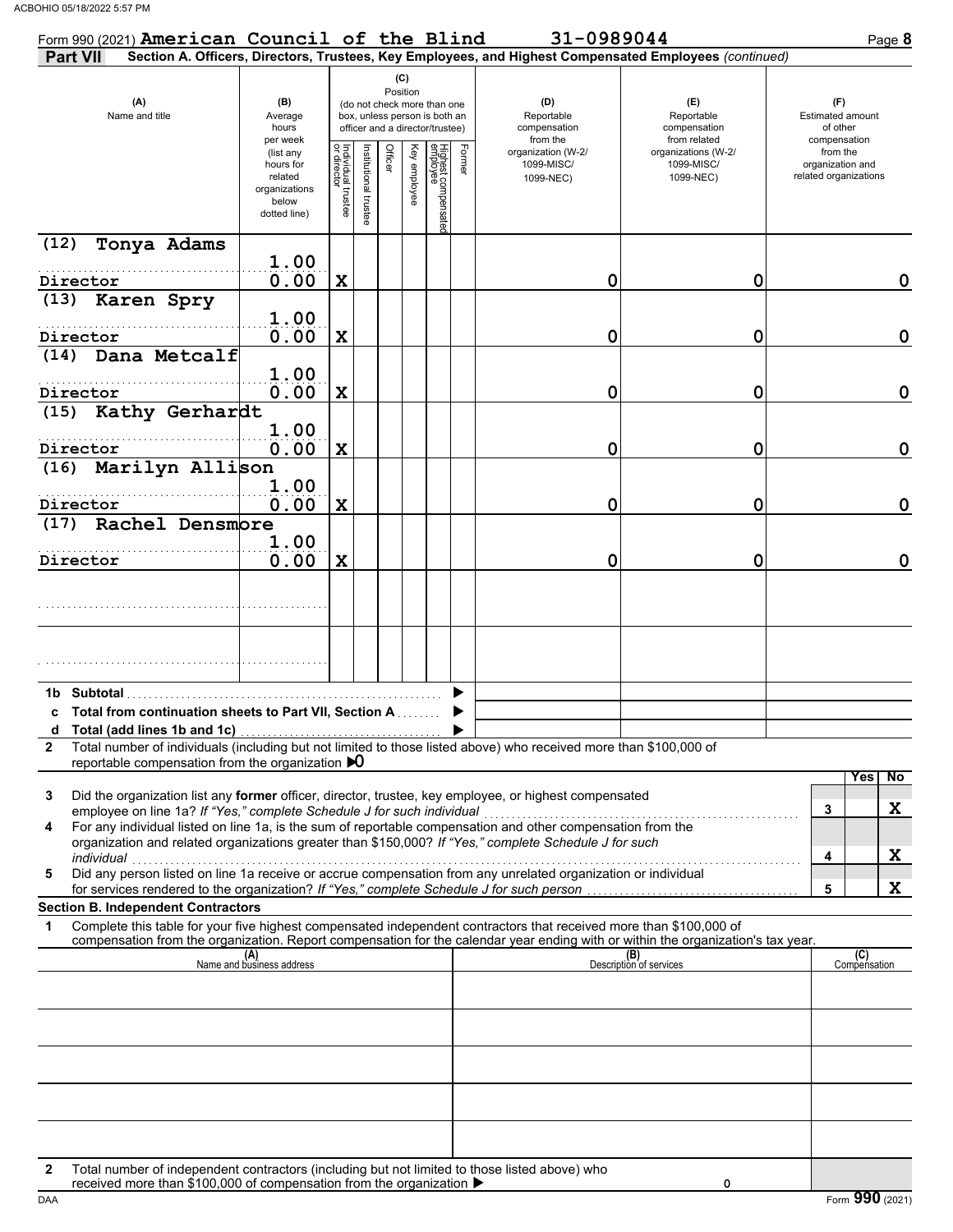Form 990 (2021) **American Council of the Blind** 31-0989044

**Part VII** **Section A. Officers, Directors, Trustees, Key Employees, and Highest Compensated Employees** *(continued)*

| (A) Name and title | (B) Average hours per week (list any hours for related organizations below dotted line) | (C) Position: Individual trustee or director | Institutional trustee | Officer | Key employee | Highest compensated employee | Former | (D) Reportable compensation from the organization (W-2/1099-MISC/1099-NEC) | (E) Reportable compensation from related organizations (W-2/1099-MISC/1099-NEC) | (F) Estimated amount of other compensation from the organization and related organizations |
|---|---|---|---|---|---|---|---|---|---|---|
| (12) Tonya Adams<br>Director | 1.00<br>0.00 | X | | | | | | 0 | 0 | 0 |
| (13) Karen Spry<br>Director | 1.00<br>0.00 | X | | | | | | 0 | 0 | 0 |
| (14) Dana Metcalf<br>Director | 1.00<br>0.00 | X | | | | | | 0 | 0 | 0 |
| (15) Kathy Gerhardt<br>Director | 1.00<br>0.00 | X | | | | | | 0 | 0 | 0 |
| (16) Marilyn Allison<br>Director | 1.00<br>0.00 | X | | | | | | 0 | 0 | 0 |
| (17) Rachel Densmore<br>Director | 1.00<br>0.00 | X | | | | | | 0 | 0 | 0 |
| | | | | | | | | | | |
| | | | | | | | | | | |

**1b Subtotal** ▶

**c Total from continuation sheets to Part VII, Section A** ▶

**d Total (add lines 1b and 1c)** ▶

**2** Total number of individuals (including but not limited to those listed above) who received more than $100,000 of reportable compensation from the organization ▶0

| | | | Yes | No |
|---|---|---|---|---|
| **3** | Did the organization list any **former** officer, director, trustee, key employee, or highest compensated employee on line 1a? *If "Yes," complete Schedule J for such individual* | 3 | | X |
| **4** | For any individual listed on line 1a, is the sum of reportable compensation and other compensation from the organization and related organizations greater than $150,000? *If "Yes," complete Schedule J for such individual* | 4 | | X |
| **5** | Did any person listed on line 1a receive or accrue compensation from any unrelated organization or individual for services rendered to the organization? *If "Yes," complete Schedule J for such person* | 5 | | X |

**Section B. Independent Contractors**

**1** Complete this table for your five highest compensated independent contractors that received more than $100,000 of compensation from the organization. Report compensation for the calendar year ending with or within the organization's tax year.

| (A) Name and business address | (B) Description of services | (C) Compensation |
|---|---|---|
| | | |
| | | |
| | | |
| | | |
| | | |

**2** Total number of independent contractors (including but not limited to those listed above) who received more than $100,000 of compensation from the organization ▶ 0

DAA Form **990** (2021)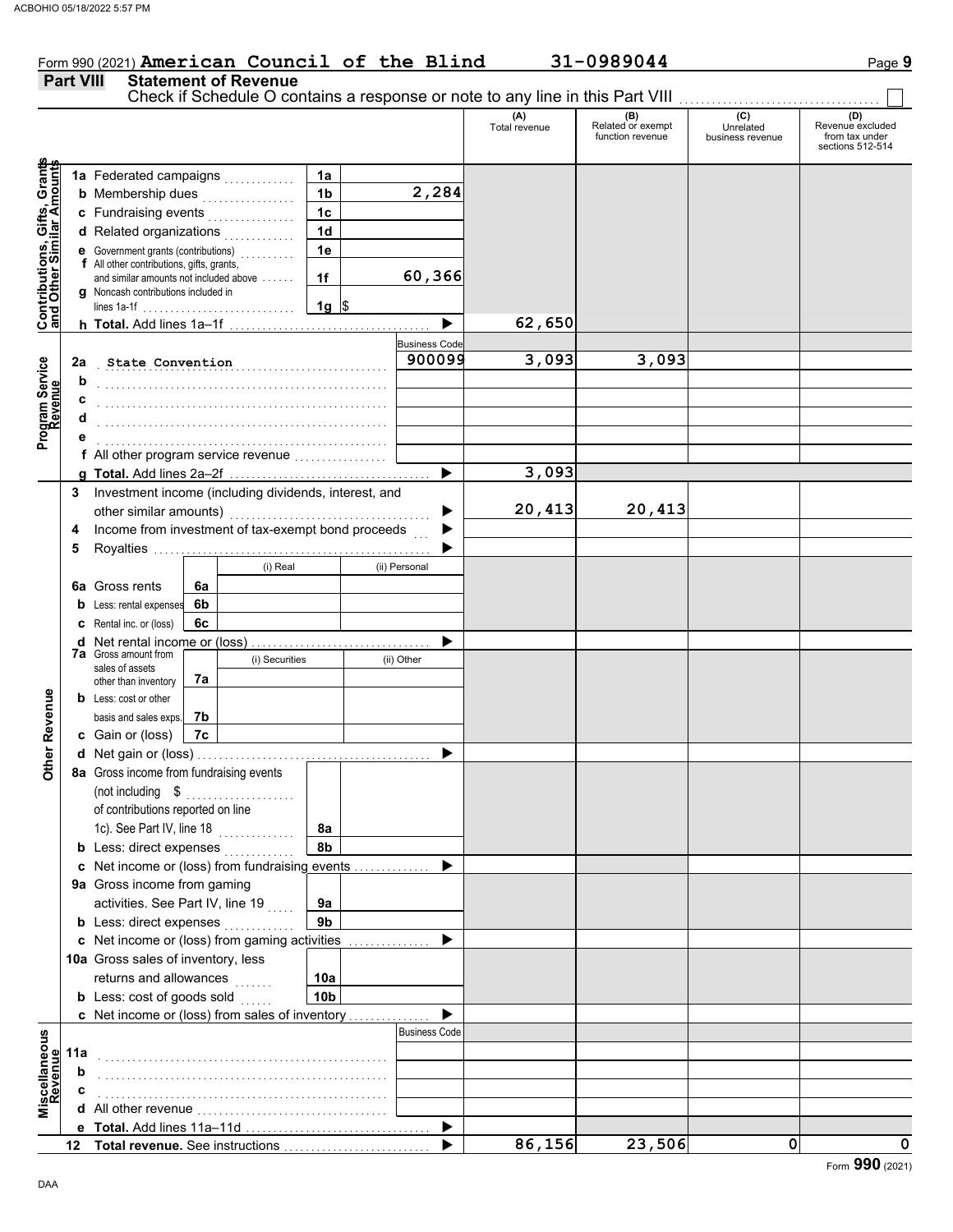Form 990 (2021) **American Council of the Blind** **31-0989044**

## Part VIII Statement of Revenue

Check if Schedule O contains a response or note to any line in this Part VIII ☐

| | | | | (A) Total revenue | (B) Related or exempt function revenue | (C) Unrelated business revenue | (D) Revenue excluded from tax under sections 512-514 |
|---|---|---|---|---|---|---|---|
| **Contributions, Gifts, Grants and Other Similar Amounts** | 1a Federated campaigns | 1a | | | | | |
| | b Membership dues | 1b | 2,284 | | | | |
| | c Fundraising events | 1c | | | | | |
| | d Related organizations | 1d | | | | | |
| | e Government grants (contributions) | 1e | | | | | |
| | f All other contributions, gifts, grants, and similar amounts not included above | 1f | 60,366 | | | | |
| | g Noncash contributions included in lines 1a-1f | 1g | $ | | | | |
| | h **Total.** Add lines 1a–1f | | ▶ | 62,650 | | | |
| **Program Service Revenue** | | | Business Code | | | | |
| | 2a State Convention | | 900099 | 3,093 | 3,093 | | |
| | b | | | | | | |
| | c | | | | | | |
| | d | | | | | | |
| | e | | | | | | |
| | f All other program service revenue | | | | | | |
| | g **Total.** Add lines 2a–2f | | ▶ | 3,093 | | | |
| **Other Revenue** | 3 Investment income (including dividends, interest, and other similar amounts) | | ▶ | 20,413 | 20,413 | | |
| | 4 Income from investment of tax-exempt bond proceeds | | ▶ | | | | |
| | 5 Royalties | | ▶ | | | | |
| | | (i) Real | (ii) Personal | | | | |
| | 6a Gross rents (6a) | | | | | | |
| | b Less: rental expenses (6b) | | | | | | |
| | c Rental inc. or (loss) (6c) | | | | | | |
| | d Net rental income or (loss) | | ▶ | | | | |
| | | (i) Securities | (ii) Other | | | | |
| | 7a Gross amount from sales of assets other than inventory (7a) | | | | | | |
| | b Less: cost or other basis and sales exps. (7b) | | | | | | |
| | c Gain or (loss) (7c) | | | | | | |
| | d Net gain or (loss) | | ▶ | | | | |
| | 8a Gross income from fundraising events (not including $ of contributions reported on line 1c). See Part IV, line 18 | 8a | | | | | |
| | b Less: direct expenses | 8b | | | | | |
| | c Net income or (loss) from fundraising events | | ▶ | | | | |
| | 9a Gross income from gaming activities. See Part IV, line 19 | 9a | | | | | |
| | b Less: direct expenses | 9b | | | | | |
| | c Net income or (loss) from gaming activities | | ▶ | | | | |
| | 10a Gross sales of inventory, less returns and allowances | 10a | | | | | |
| | b Less: cost of goods sold | 10b | | | | | |
| | c Net income or (loss) from sales of inventory | | ▶ | | | | |
| **Miscellaneous Revenue** | | | Business Code | | | | |
| | 11a | | | | | | |
| | b | | | | | | |
| | c | | | | | | |
| | d All other revenue | | | | | | |
| | e **Total.** Add lines 11a–11d | | ▶ | | | | |
| | 12 **Total revenue.** See instructions | | ▶ | 86,156 | 23,506 | 0 | 0 |

Form **990** (2021)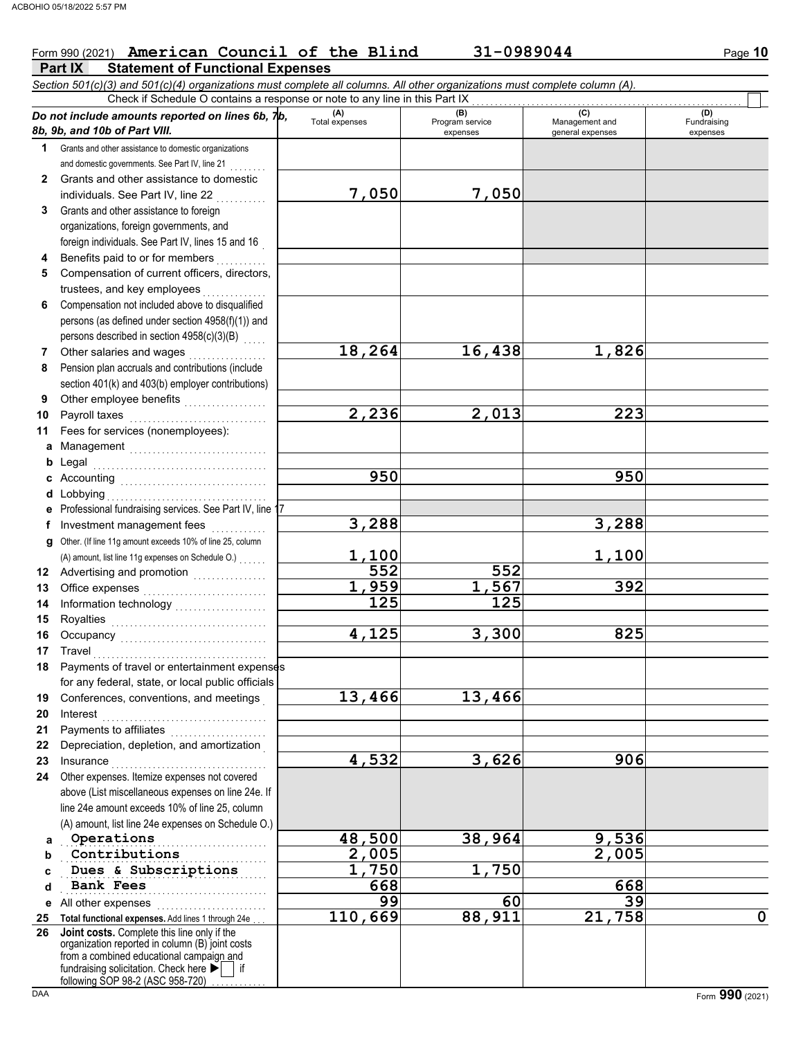Form 990 (2021) **American Council of the Blind** **31-0989044**

## Part IX Statement of Functional Expenses

*Section 501(c)(3) and 501(c)(4) organizations must complete all columns. All other organizations must complete column (A).*

Check if Schedule O contains a response or note to any line in this Part IX ☐

| *Do not include amounts reported on lines 6b, 7b, 8b, 9b, and 10b of Part VIII.* | (A) Total expenses | (B) Program service expenses | (C) Management and general expenses | (D) Fundraising expenses |
|---|---|---|---|---|
| 1 Grants and other assistance to domestic organizations and domestic governments. See Part IV, line 21 | | | | |
| 2 Grants and other assistance to domestic individuals. See Part IV, line 22 | 7,050 | 7,050 | | |
| 3 Grants and other assistance to foreign organizations, foreign governments, and foreign individuals. See Part IV, lines 15 and 16 | | | | |
| 4 Benefits paid to or for members | | | | |
| 5 Compensation of current officers, directors, trustees, and key employees | | | | |
| 6 Compensation not included above to disqualified persons (as defined under section 4958(f)(1)) and persons described in section 4958(c)(3)(B) | | | | |
| 7 Other salaries and wages | 18,264 | 16,438 | 1,826 | |
| 8 Pension plan accruals and contributions (include section 401(k) and 403(b) employer contributions) | | | | |
| 9 Other employee benefits | | | | |
| 10 Payroll taxes | 2,236 | 2,013 | 223 | |
| 11 Fees for services (nonemployees): | | | | |
| a Management | | | | |
| b Legal | | | | |
| c Accounting | 950 | | 950 | |
| d Lobbying | | | | |
| e Professional fundraising services. See Part IV, line 17 | | | | |
| f Investment management fees | 3,288 | | 3,288 | |
| g Other. (If line 11g amount exceeds 10% of line 25, column (A) amount, list line 11g expenses on Schedule O.) | 1,100 | | 1,100 | |
| 12 Advertising and promotion | 552 | 552 | | |
| 13 Office expenses | 1,959 | 1,567 | 392 | |
| 14 Information technology | 125 | 125 | | |
| 15 Royalties | | | | |
| 16 Occupancy | 4,125 | 3,300 | 825 | |
| 17 Travel | | | | |
| 18 Payments of travel or entertainment expenses for any federal, state, or local public officials | | | | |
| 19 Conferences, conventions, and meetings | 13,466 | 13,466 | | |
| 20 Interest | | | | |
| 21 Payments to affiliates | | | | |
| 22 Depreciation, depletion, and amortization | | | | |
| 23 Insurance | 4,532 | 3,626 | 906 | |
| 24 Other expenses. Itemize expenses not covered above (List miscellaneous expenses on line 24e. If line 24e amount exceeds 10% of line 25, column (A) amount, list line 24e expenses on Schedule O.) | | | | |
| a Operations | 48,500 | 38,964 | 9,536 | |
| b Contributions | 2,005 | | 2,005 | |
| c Dues & Subscriptions | 1,750 | 1,750 | | |
| d Bank Fees | 668 | | 668 | |
| e All other expenses | 99 | 60 | 39 | |
| 25 **Total functional expenses.** Add lines 1 through 24e | 110,669 | 88,911 | 21,758 | 0 |
| 26 **Joint costs.** Complete this line only if the organization reported in column (B) joint costs from a combined educational campaign and fundraising solicitation. Check here ▶ ☐ if following SOP 98-2 (ASC 958-720) | | | | |

Form **990** (2021)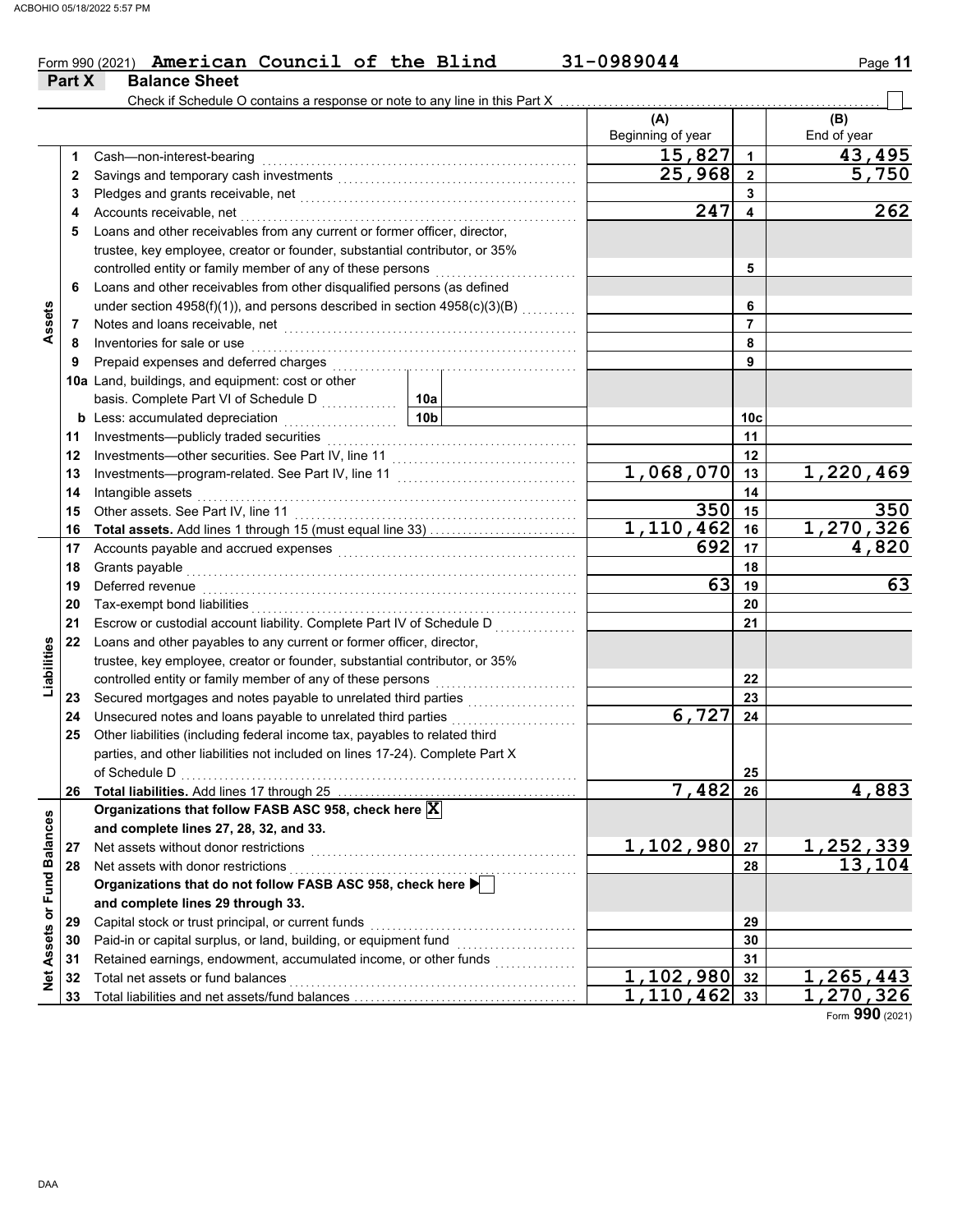Form 990 (2021) **American Council of the Blind** **31-0989044**

## Part X Balance Sheet

Check if Schedule O contains a response or note to any line in this Part X . . . . . . . . . . . . . . . . . . . . . . . . . . . . ☐

| Section | Line | Description | | (A) Beginning of year | Line | (B) End of year |
|---|---|---|---|---|---|---|
| Assets | 1 | Cash—non-interest-bearing | | 15,827 | 1 | 43,495 |
| | 2 | Savings and temporary cash investments | | 25,968 | 2 | 5,750 |
| | 3 | Pledges and grants receivable, net | | | 3 | |
| | 4 | Accounts receivable, net | | 247 | 4 | 262 |
| | 5 | Loans and other receivables from any current or former officer, director, trustee, key employee, creator or founder, substantial contributor, or 35% controlled entity or family member of any of these persons | | | 5 | |
| | 6 | Loans and other receivables from other disqualified persons (as defined under section 4958(f)(1)), and persons described in section 4958(c)(3)(B) | | | 6 | |
| | 7 | Notes and loans receivable, net | | | 7 | |
| | 8 | Inventories for sale or use | | | 8 | |
| | 9 | Prepaid expenses and deferred charges | | | 9 | |
| | 10a | Land, buildings, and equipment: cost or other basis. Complete Part VI of Schedule D | 10a | | | |
| | b | Less: accumulated depreciation | 10b | | 10c | |
| | 11 | Investments—publicly traded securities | | | 11 | |
| | 12 | Investments—other securities. See Part IV, line 11 | | | 12 | |
| | 13 | Investments—program-related. See Part IV, line 11 | | 1,068,070 | 13 | 1,220,469 |
| | 14 | Intangible assets | | | 14 | |
| | 15 | Other assets. See Part IV, line 11 | | 350 | 15 | 350 |
| | 16 | **Total assets.** Add lines 1 through 15 (must equal line 33) | | 1,110,462 | 16 | 1,270,326 |
| Liabilities | 17 | Accounts payable and accrued expenses | | 692 | 17 | 4,820 |
| | 18 | Grants payable | | | 18 | |
| | 19 | Deferred revenue | | 63 | 19 | 63 |
| | 20 | Tax-exempt bond liabilities | | | 20 | |
| | 21 | Escrow or custodial account liability. Complete Part IV of Schedule D | | | 21 | |
| | 22 | Loans and other payables to any current or former officer, director, trustee, key employee, creator or founder, substantial contributor, or 35% controlled entity or family member of any of these persons | | | 22 | |
| | 23 | Secured mortgages and notes payable to unrelated third parties | | | 23 | |
| | 24 | Unsecured notes and loans payable to unrelated third parties | | 6,727 | 24 | |
| | 25 | Other liabilities (including federal income tax, payables to related third parties, and other liabilities not included on lines 17-24). Complete Part X of Schedule D | | | 25 | |
| | 26 | **Total liabilities.** Add lines 17 through 25 | | 7,482 | 26 | 4,883 |
| Net Assets or Fund Balances | | **Organizations that follow FASB ASC 958, check here** ☒ **and complete lines 27, 28, 32, and 33.** | | | | |
| | 27 | Net assets without donor restrictions | | 1,102,980 | 27 | 1,252,339 |
| | 28 | Net assets with donor restrictions | | | 28 | 13,104 |
| | | **Organizations that do not follow FASB ASC 958, check here** ☐ **and complete lines 29 through 33.** | | | | |
| | 29 | Capital stock or trust principal, or current funds | | | 29 | |
| | 30 | Paid-in or capital surplus, or land, building, or equipment fund | | | 30 | |
| | 31 | Retained earnings, endowment, accumulated income, or other funds | | | 31 | |
| | 32 | Total net assets or fund balances | | 1,102,980 | 32 | 1,265,443 |
| | 33 | Total liabilities and net assets/fund balances | | 1,110,462 | 33 | 1,270,326 |

Form **990** (2021)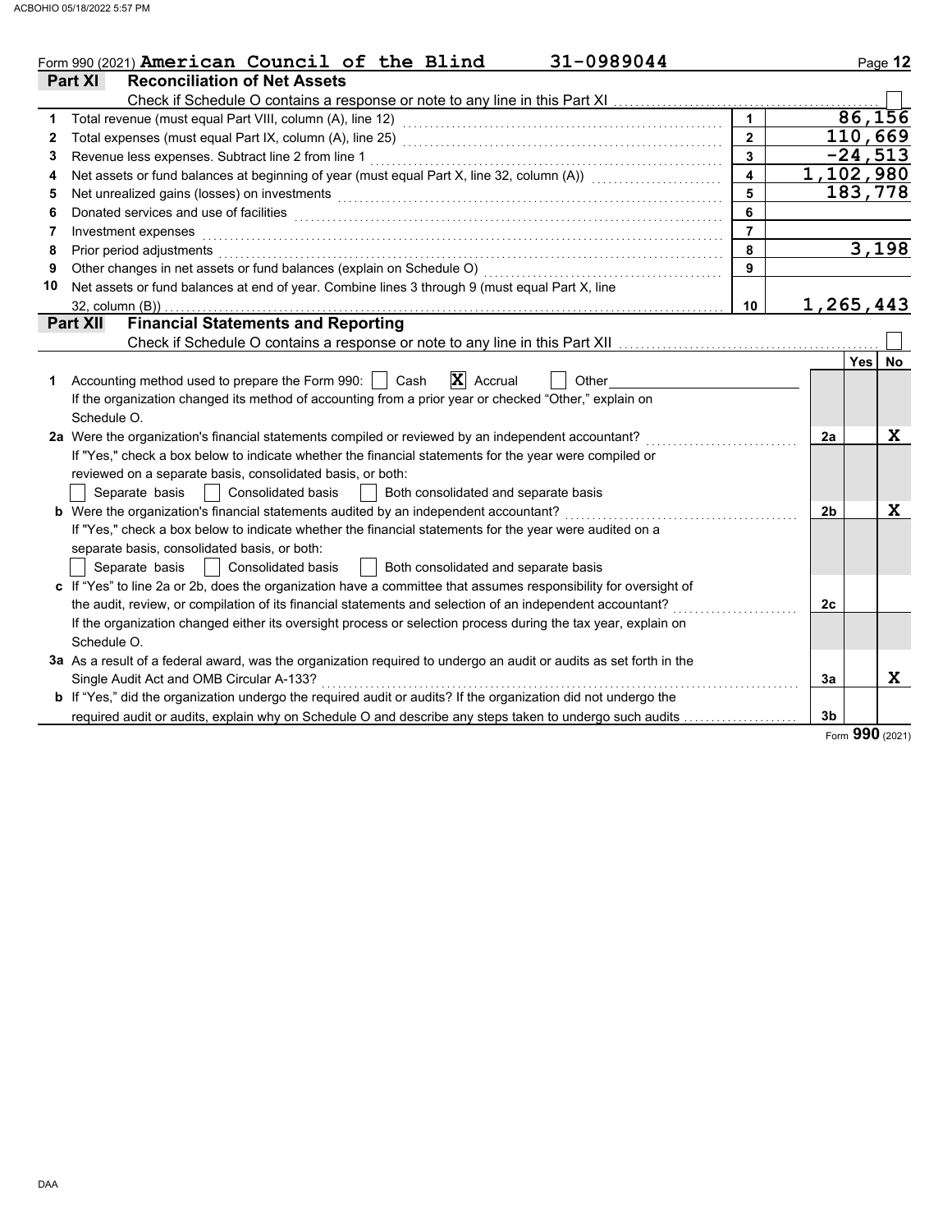Form 990 (2021) **American Council of the Blind** 31-0989044

## Part XI Reconciliation of Net Assets

Check if Schedule O contains a response or note to any line in this Part XI ☐

| | | | |
|---|---|---|---|
| 1 | Total revenue (must equal Part VIII, column (A), line 12) | 1 | 86,156 |
| 2 | Total expenses (must equal Part IX, column (A), line 25) | 2 | 110,669 |
| 3 | Revenue less expenses. Subtract line 2 from line 1 | 3 | -24,513 |
| 4 | Net assets or fund balances at beginning of year (must equal Part X, line 32, column (A)) | 4 | 1,102,980 |
| 5 | Net unrealized gains (losses) on investments | 5 | 183,778 |
| 6 | Donated services and use of facilities | 6 | |
| 7 | Investment expenses | 7 | |
| 8 | Prior period adjustments | 8 | 3,198 |
| 9 | Other changes in net assets or fund balances (explain on Schedule O) | 9 | |
| 10 | Net assets or fund balances at end of year. Combine lines 3 through 9 (must equal Part X, line 32, column (B)) | 10 | 1,265,443 |

## Part XII Financial Statements and Reporting

Check if Schedule O contains a response or note to any line in this Part XII ☐

| | | | Yes | No |
|---|---|---|---|---|
| 1 | Accounting method used to prepare the Form 990: ☐ Cash ☒ Accrual ☐ Other<br>If the organization changed its method of accounting from a prior year or checked "Other," explain on Schedule O. | | | |
| 2a | Were the organization's financial statements compiled or reviewed by an independent accountant?<br>If "Yes," check a box below to indicate whether the financial statements for the year were compiled or reviewed on a separate basis, consolidated basis, or both:<br>☐ Separate basis ☐ Consolidated basis ☐ Both consolidated and separate basis | 2a | | X |
| b | Were the organization's financial statements audited by an independent accountant?<br>If "Yes," check a box below to indicate whether the financial statements for the year were audited on a separate basis, consolidated basis, or both:<br>☐ Separate basis ☐ Consolidated basis ☐ Both consolidated and separate basis | 2b | | X |
| c | If "Yes" to line 2a or 2b, does the organization have a committee that assumes responsibility for oversight of the audit, review, or compilation of its financial statements and selection of an independent accountant?<br>If the organization changed either its oversight process or selection process during the tax year, explain on Schedule O. | 2c | | |
| 3a | As a result of a federal award, was the organization required to undergo an audit or audits as set forth in the Single Audit Act and OMB Circular A-133? | 3a | | X |
| b | If "Yes," did the organization undergo the required audit or audits? If the organization did not undergo the required audit or audits, explain why on Schedule O and describe any steps taken to undergo such audits | 3b | | |

Form **990** (2021)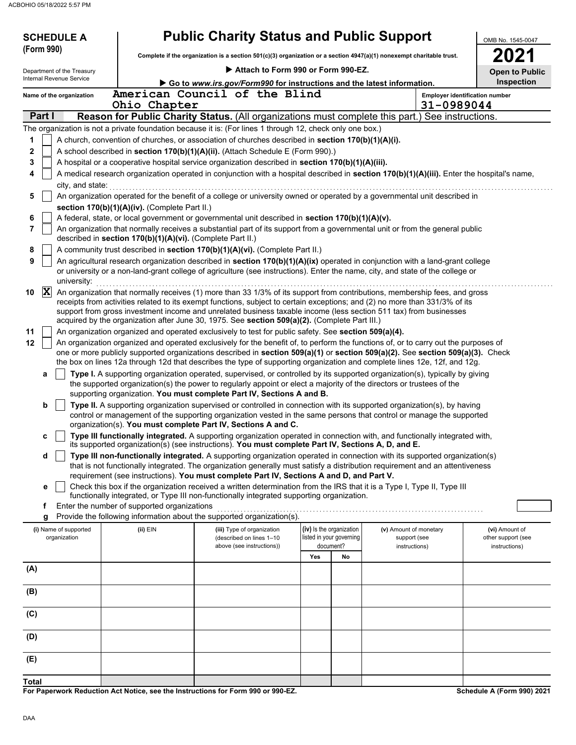**SCHEDULE A**
**(Form 990)**

Department of the Treasury
Internal Revenue Service

# Public Charity Status and Public Support

**Complete if the organization is a section 501(c)(3) organization or a section 4947(a)(1) nonexempt charitable trust.**

▶ **Attach to Form 990 or Form 990-EZ.**

▶ **Go to *www.irs.gov/Form990* for instructions and the latest information.**

OMB No. 1545-0047

**2021**

**Open to Public Inspection**

Name of the organization: American Council of the Blind Ohio Chapter

Employer identification number: 31-0989044

## Part I Reason for Public Charity Status. (All organizations must complete this part.) See instructions.

The organization is not a private foundation because it is: (For lines 1 through 12, check only one box.)

1. [ ] A church, convention of churches, or association of churches described in **section 170(b)(1)(A)(i).**
2. [ ] A school described in **section 170(b)(1)(A)(ii).** (Attach Schedule E (Form 990).)
3. [ ] A hospital or a cooperative hospital service organization described in **section 170(b)(1)(A)(iii).**
4. [ ] A medical research organization operated in conjunction with a hospital described in **section 170(b)(1)(A)(iii).** Enter the hospital's name, city, and state:
5. [ ] An organization operated for the benefit of a college or university owned or operated by a governmental unit described in **section 170(b)(1)(A)(iv).** (Complete Part II.)
6. [ ] A federal, state, or local government or governmental unit described in **section 170(b)(1)(A)(v).**
7. [ ] An organization that normally receives a substantial part of its support from a governmental unit or from the general public described in **section 170(b)(1)(A)(vi).** (Complete Part II.)
8. [ ] A community trust described in **section 170(b)(1)(A)(vi).** (Complete Part II.)
9. [ ] An agricultural research organization described in **section 170(b)(1)(A)(ix)** operated in conjunction with a land-grant college or university or a non-land-grant college of agriculture (see instructions). Enter the name, city, and state of the college or university:
10. [X] An organization that normally receives (1) more than 33 1/3% of its support from contributions, membership fees, and gross receipts from activities related to its exempt functions, subject to certain exceptions; and (2) no more than 331/3% of its support from gross investment income and unrelated business taxable income (less section 511 tax) from businesses acquired by the organization after June 30, 1975. See **section 509(a)(2).** (Complete Part III.)
11. [ ] An organization organized and operated exclusively to test for public safety. See **section 509(a)(4).**
12. [ ] An organization organized and operated exclusively for the benefit of, to perform the functions of, or to carry out the purposes of one or more publicly supported organizations described in **section 509(a)(1)** or **section 509(a)(2).** See **section 509(a)(3).** Check the box on lines 12a through 12d that describes the type of supporting organization and complete lines 12e, 12f, and 12g.
   - **a** [ ] **Type I.** A supporting organization operated, supervised, or controlled by its supported organization(s), typically by giving the supported organization(s) the power to regularly appoint or elect a majority of the directors or trustees of the supporting organization. **You must complete Part IV, Sections A and B.**
   - **b** [ ] **Type II.** A supporting organization supervised or controlled in connection with its supported organization(s), by having control or management of the supporting organization vested in the same persons that control or manage the supported organization(s). **You must complete Part IV, Sections A and C.**
   - **c** [ ] **Type III functionally integrated.** A supporting organization operated in connection with, and functionally integrated with, its supported organization(s) (see instructions). **You must complete Part IV, Sections A, D, and E.**
   - **d** [ ] **Type III non-functionally integrated.** A supporting organization operated in connection with its supported organization(s) that is not functionally integrated. The organization generally must satisfy a distribution requirement and an attentiveness requirement (see instructions). **You must complete Part IV, Sections A and D, and Part V.**
   - **e** [ ] Check this box if the organization received a written determination from the IRS that it is a Type I, Type II, Type III functionally integrated, or Type III non-functionally integrated supporting organization.
   - **f** Enter the number of supported organizations
   - **g** Provide the following information about the supported organization(s).

| (i) Name of supported organization | (ii) EIN | (iii) Type of organization (described on lines 1–10 above (see instructions)) | (iv) Is the organization listed in your governing document? Yes | No | (v) Amount of monetary support (see instructions) | (vi) Amount of other support (see instructions) |
|---|---|---|---|---|---|---|
| (A) | | | | | | |
| (B) | | | | | | |
| (C) | | | | | | |
| (D) | | | | | | |
| (E) | | | | | | |
| **Total** | | | | | | |

**For Paperwork Reduction Act Notice, see the Instructions for Form 990 or 990-EZ.**

**Schedule A (Form 990) 2021**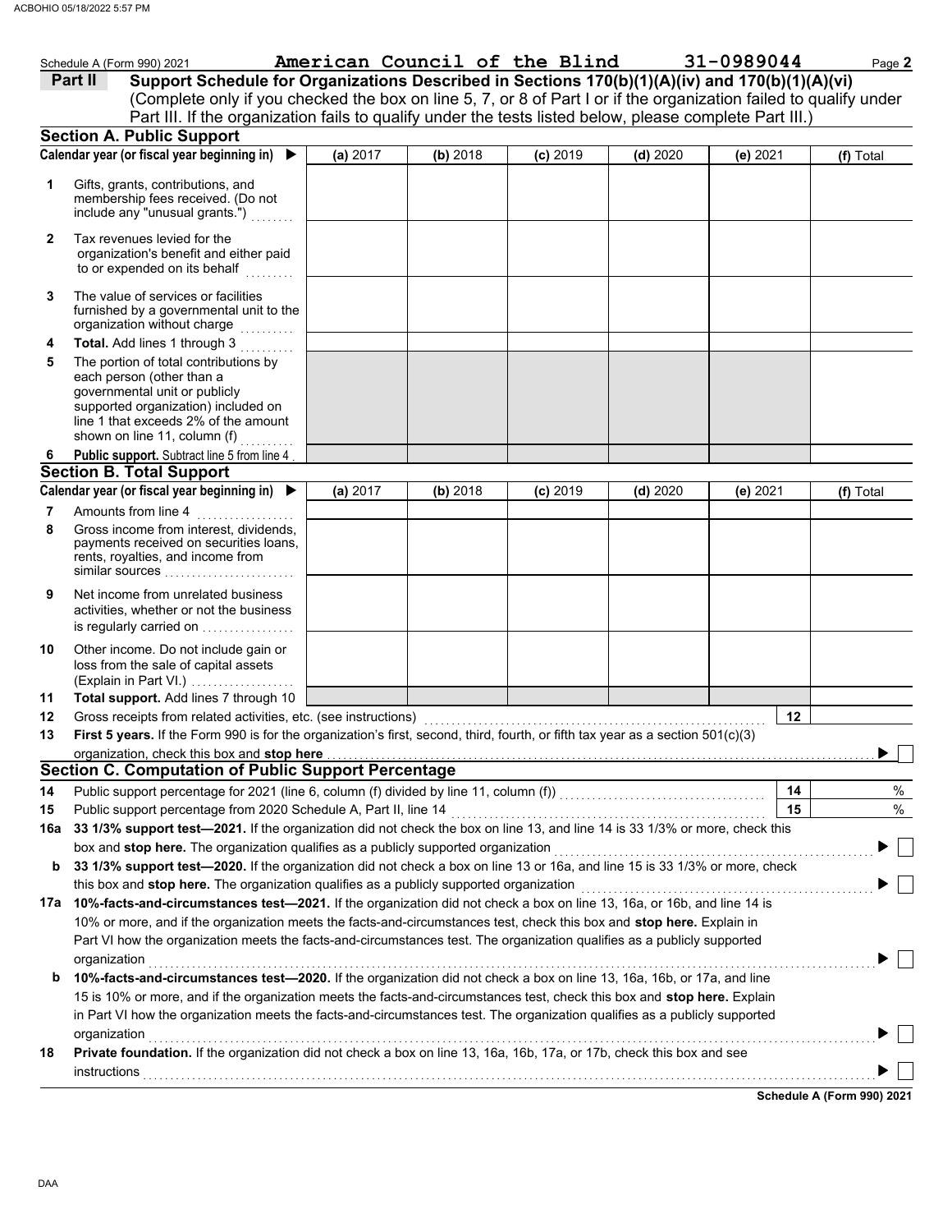Schedule A (Form 990) 2021 American Council of the Blind 31-0989044

## Part II Support Schedule for Organizations Described in Sections 170(b)(1)(A)(iv) and 170(b)(1)(A)(vi)

(Complete only if you checked the box on line 5, 7, or 8 of Part I or if the organization failed to qualify under Part III. If the organization fails to qualify under the tests listed below, please complete Part III.)

### Section A. Public Support

| Calendar year (or fiscal year beginning in) ▶ | (a) 2017 | (b) 2018 | (c) 2019 | (d) 2020 | (e) 2021 | (f) Total |
|---|---|---|---|---|---|---|
| 1 Gifts, grants, contributions, and membership fees received. (Do not include any "unusual grants.") | | | | | | |
| 2 Tax revenues levied for the organization's benefit and either paid to or expended on its behalf | | | | | | |
| 3 The value of services or facilities furnished by a governmental unit to the organization without charge | | | | | | |
| 4 **Total.** Add lines 1 through 3 | | | | | | |
| 5 The portion of total contributions by each person (other than a governmental unit or publicly supported organization) included on line 1 that exceeds 2% of the amount shown on line 11, column (f) | | | | | | |
| 6 **Public support.** Subtract line 5 from line 4 | | | | | | |

### Section B. Total Support

| Calendar year (or fiscal year beginning in) ▶ | (a) 2017 | (b) 2018 | (c) 2019 | (d) 2020 | (e) 2021 | (f) Total |
|---|---|---|---|---|---|---|
| 7 Amounts from line 4 | | | | | | |
| 8 Gross income from interest, dividends, payments received on securities loans, rents, royalties, and income from similar sources | | | | | | |
| 9 Net income from unrelated business activities, whether or not the business is regularly carried on | | | | | | |
| 10 Other income. Do not include gain or loss from the sale of capital assets (Explain in Part VI.) | | | | | | |
| 11 **Total support.** Add lines 7 through 10 | | | | | | |

12 Gross receipts from related activities, etc. (see instructions) | 12 |

13 **First 5 years.** If the Form 990 is for the organization's first, second, third, fourth, or fifth tax year as a section 501(c)(3) organization, check this box and **stop here** ▶ ☐

### Section C. Computation of Public Support Percentage

14 Public support percentage for 2021 (line 6, column (f) divided by line 11, column (f)) | 14 | %

15 Public support percentage from 2020 Schedule A, Part II, line 14 | 15 | %

16a **33 1/3% support test—2021.** If the organization did not check the box on line 13, and line 14 is 33 1/3% or more, check this box and **stop here.** The organization qualifies as a publicly supported organization ▶ ☐

b **33 1/3% support test—2020.** If the organization did not check a box on line 13 or 16a, and line 15 is 33 1/3% or more, check this box and **stop here.** The organization qualifies as a publicly supported organization ▶ ☐

17a **10%-facts-and-circumstances test—2021.** If the organization did not check a box on line 13, 16a, or 16b, and line 14 is 10% or more, and if the organization meets the facts-and-circumstances test, check this box and **stop here.** Explain in Part VI how the organization meets the facts-and-circumstances test. The organization qualifies as a publicly supported organization ▶ ☐

b **10%-facts-and-circumstances test—2020.** If the organization did not check a box on line 13, 16a, 16b, or 17a, and line 15 is 10% or more, and if the organization meets the facts-and-circumstances test, check this box and **stop here.** Explain in Part VI how the organization meets the facts-and-circumstances test. The organization qualifies as a publicly supported organization ▶ ☐

18 **Private foundation.** If the organization did not check a box on line 13, 16a, 16b, 17a, or 17b, check this box and see instructions ▶ ☐

**Schedule A (Form 990) 2021**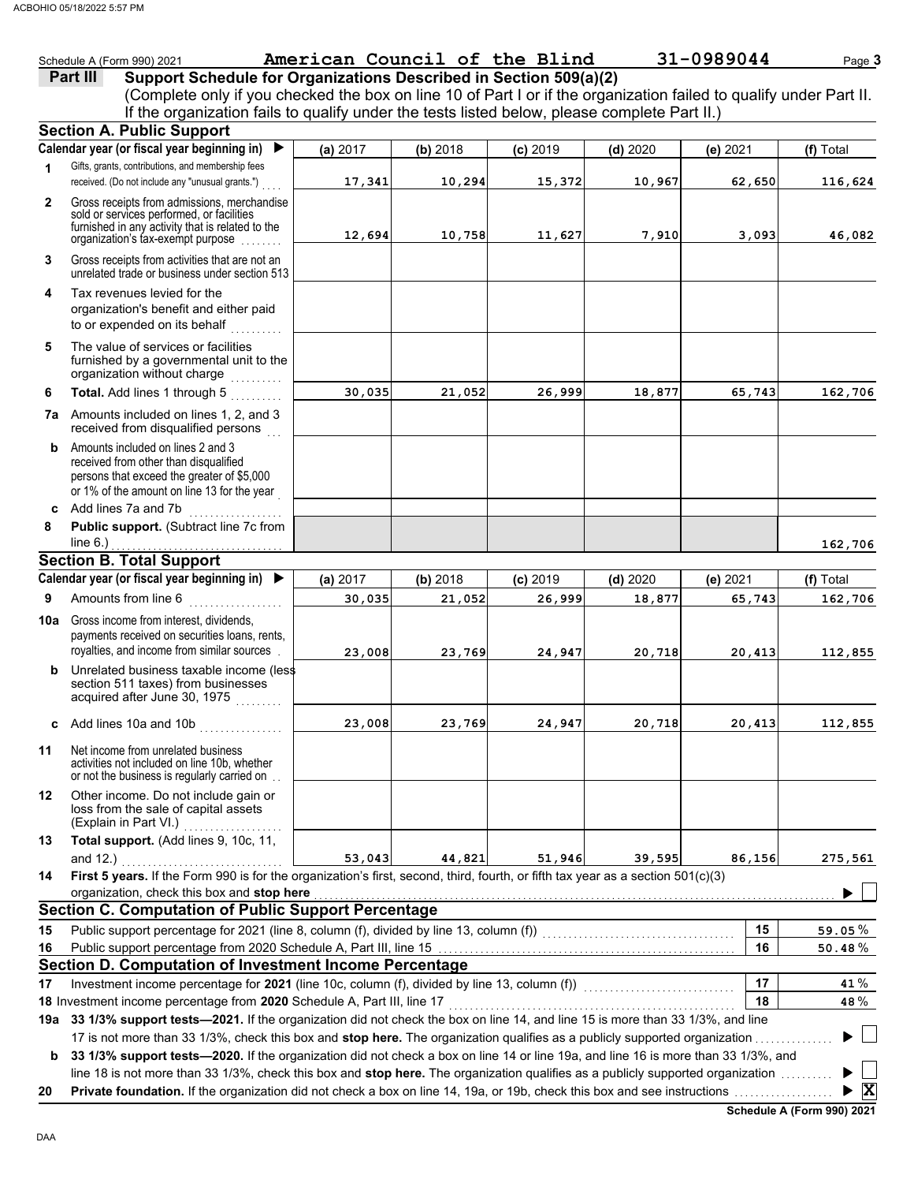Schedule A (Form 990) 2021 **American Council of the Blind** 31-0989044

## Part III Support Schedule for Organizations Described in Section 509(a)(2)

(Complete only if you checked the box on line 10 of Part I or if the organization failed to qualify under Part II. If the organization fails to qualify under the tests listed below, please complete Part II.)

### Section A. Public Support

| Calendar year (or fiscal year beginning in) ▶ | (a) 2017 | (b) 2018 | (c) 2019 | (d) 2020 | (e) 2021 | (f) Total |
|---|---|---|---|---|---|---|
| **1** Gifts, grants, contributions, and membership fees received. (Do not include any "unusual grants.") | 17,341 | 10,294 | 15,372 | 10,967 | 62,650 | 116,624 |
| **2** Gross receipts from admissions, merchandise sold or services performed, or facilities furnished in any activity that is related to the organization's tax-exempt purpose | 12,694 | 10,758 | 11,627 | 7,910 | 3,093 | 46,082 |
| **3** Gross receipts from activities that are not an unrelated trade or business under section 513 | | | | | | |
| **4** Tax revenues levied for the organization's benefit and either paid to or expended on its behalf | | | | | | |
| **5** The value of services or facilities furnished by a governmental unit to the organization without charge | | | | | | |
| **6** **Total.** Add lines 1 through 5 | 30,035 | 21,052 | 26,999 | 18,877 | 65,743 | 162,706 |
| **7a** Amounts included on lines 1, 2, and 3 received from disqualified persons | | | | | | |
| **b** Amounts included on lines 2 and 3 received from other than disqualified persons that exceed the greater of $5,000 or 1% of the amount on line 13 for the year | | | | | | |
| **c** Add lines 7a and 7b | | | | | | |
| **8** **Public support.** (Subtract line 7c from line 6.) | | | | | | 162,706 |

### Section B. Total Support

| Calendar year (or fiscal year beginning in) ▶ | (a) 2017 | (b) 2018 | (c) 2019 | (d) 2020 | (e) 2021 | (f) Total |
|---|---|---|---|---|---|---|
| **9** Amounts from line 6 | 30,035 | 21,052 | 26,999 | 18,877 | 65,743 | 162,706 |
| **10a** Gross income from interest, dividends, payments received on securities loans, rents, royalties, and income from similar sources | 23,008 | 23,769 | 24,947 | 20,718 | 20,413 | 112,855 |
| **b** Unrelated business taxable income (less section 511 taxes) from businesses acquired after June 30, 1975 | | | | | | |
| **c** Add lines 10a and 10b | 23,008 | 23,769 | 24,947 | 20,718 | 20,413 | 112,855 |
| **11** Net income from unrelated business activities not included on line 10b, whether or not the business is regularly carried on | | | | | | |
| **12** Other income. Do not include gain or loss from the sale of capital assets (Explain in Part VI.) | | | | | | |
| **13** **Total support.** (Add lines 9, 10c, 11, and 12.) | 53,043 | 44,821 | 51,946 | 39,595 | 86,156 | 275,561 |

**14** **First 5 years.** If the Form 990 is for the organization's first, second, third, fourth, or fifth tax year as a section 501(c)(3) organization, check this box and **stop here** ▶ ☐

### Section C. Computation of Public Support Percentage

| | | | |
|---|---|---|---|
| **15** | Public support percentage for 2021 (line 8, column (f), divided by line 13, column (f)) | 15 | 59.05 % |
| **16** | Public support percentage from 2020 Schedule A, Part III, line 15 | 16 | 50.48 % |

### Section D. Computation of Investment Income Percentage

| | | | |
|---|---|---|---|
| **17** | Investment income percentage for **2021** (line 10c, column (f), divided by line 13, column (f)) | 17 | 41 % |
| **18** | Investment income percentage from **2020** Schedule A, Part III, line 17 | 18 | 48 % |

**19a** **33 1/3% support tests—2021.** If the organization did not check the box on line 14, and line 15 is more than 33 1/3%, and line 17 is not more than 33 1/3%, check this box and **stop here.** The organization qualifies as a publicly supported organization ▶ ☐

**b** **33 1/3% support tests—2020.** If the organization did not check a box on line 14 or line 19a, and line 16 is more than 33 1/3%, and line 18 is not more than 33 1/3%, check this box and **stop here.** The organization qualifies as a publicly supported organization ▶ ☐

**20** **Private foundation.** If the organization did not check a box on line 14, 19a, or 19b, check this box and see instructions ▶ ☒

**Schedule A (Form 990) 2021**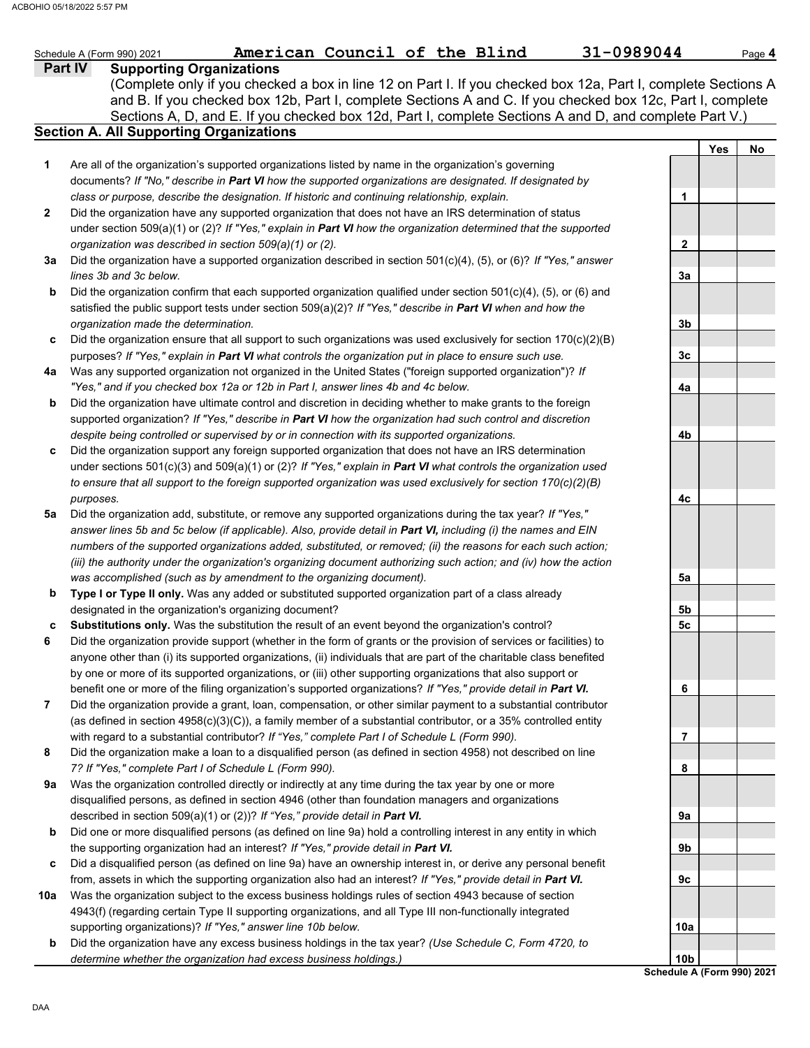Schedule A (Form 990) 2021 **American Council of the Blind** **31-0989044** Page **4**

## Part IV Supporting Organizations

(Complete only if you checked a box in line 12 on Part I. If you checked box 12a, Part I, complete Sections A and B. If you checked box 12b, Part I, complete Sections A and C. If you checked box 12c, Part I, complete Sections A, D, and E. If you checked box 12d, Part I, complete Sections A and D, and complete Part V.)

### Section A. All Supporting Organizations

| | | | Yes | No |
|---|---|---|---|---|
| **1** | Are all of the organization's supported organizations listed by name in the organization's governing documents? *If "No," describe in* ***Part VI*** *how the supported organizations are designated. If designated by class or purpose, describe the designation. If historic and continuing relationship, explain.* | **1** | | |
| **2** | Did the organization have any supported organization that does not have an IRS determination of status under section 509(a)(1) or (2)? *If "Yes," explain in* ***Part VI*** *how the organization determined that the supported organization was described in section 509(a)(1) or (2).* | **2** | | |
| **3a** | Did the organization have a supported organization described in section 501(c)(4), (5), or (6)? *If "Yes," answer lines 3b and 3c below.* | **3a** | | |
| **b** | Did the organization confirm that each supported organization qualified under section 501(c)(4), (5), or (6) and satisfied the public support tests under section 509(a)(2)? *If "Yes," describe in* ***Part VI*** *when and how the organization made the determination.* | **3b** | | |
| **c** | Did the organization ensure that all support to such organizations was used exclusively for section 170(c)(2)(B) purposes? *If "Yes," explain in* ***Part VI*** *what controls the organization put in place to ensure such use.* | **3c** | | |
| **4a** | Was any supported organization not organized in the United States ("foreign supported organization")? *If "Yes," and if you checked box 12a or 12b in Part I, answer lines 4b and 4c below.* | **4a** | | |
| **b** | Did the organization have ultimate control and discretion in deciding whether to make grants to the foreign supported organization? *If "Yes," describe in* ***Part VI*** *how the organization had such control and discretion despite being controlled or supervised by or in connection with its supported organizations.* | **4b** | | |
| **c** | Did the organization support any foreign supported organization that does not have an IRS determination under sections 501(c)(3) and 509(a)(1) or (2)? *If "Yes," explain in* ***Part VI*** *what controls the organization used to ensure that all support to the foreign supported organization was used exclusively for section 170(c)(2)(B) purposes.* | **4c** | | |
| **5a** | Did the organization add, substitute, or remove any supported organizations during the tax year? *If "Yes," answer lines 5b and 5c below (if applicable). Also, provide detail in* ***Part VI,*** *including (i) the names and EIN numbers of the supported organizations added, substituted, or removed; (ii) the reasons for each such action; (iii) the authority under the organization's organizing document authorizing such action; and (iv) how the action was accomplished (such as by amendment to the organizing document).* | **5a** | | |
| **b** | **Type I or Type II only.** Was any added or substituted supported organization part of a class already designated in the organization's organizing document? | **5b** | | |
| **c** | **Substitutions only.** Was the substitution the result of an event beyond the organization's control? | **5c** | | |
| **6** | Did the organization provide support (whether in the form of grants or the provision of services or facilities) to anyone other than (i) its supported organizations, (ii) individuals that are part of the charitable class benefited by one or more of its supported organizations, or (iii) other supporting organizations that also support or benefit one or more of the filing organization's supported organizations? *If "Yes," provide detail in* ***Part VI.*** | **6** | | |
| **7** | Did the organization provide a grant, loan, compensation, or other similar payment to a substantial contributor (as defined in section 4958(c)(3)(C)), a family member of a substantial contributor, or a 35% controlled entity with regard to a substantial contributor? *If "Yes," complete Part I of Schedule L (Form 990).* | **7** | | |
| **8** | Did the organization make a loan to a disqualified person (as defined in section 4958) not described on line 7? *If "Yes," complete Part I of Schedule L (Form 990).* | **8** | | |
| **9a** | Was the organization controlled directly or indirectly at any time during the tax year by one or more disqualified persons, as defined in section 4946 (other than foundation managers and organizations described in section 509(a)(1) or (2))? *If "Yes," provide detail in* ***Part VI.*** | **9a** | | |
| **b** | Did one or more disqualified persons (as defined on line 9a) hold a controlling interest in any entity in which the supporting organization had an interest? *If "Yes," provide detail in* ***Part VI.*** | **9b** | | |
| **c** | Did a disqualified person (as defined on line 9a) have an ownership interest in, or derive any personal benefit from, assets in which the supporting organization also had an interest? *If "Yes," provide detail in* ***Part VI.*** | **9c** | | |
| **10a** | Was the organization subject to the excess business holdings rules of section 4943 because of section 4943(f) (regarding certain Type II supporting organizations, and all Type III non-functionally integrated supporting organizations)? *If "Yes," answer line 10b below.* | **10a** | | |
| **b** | Did the organization have any excess business holdings in the tax year? *(Use Schedule C, Form 4720, to determine whether the organization had excess business holdings.)* | **10b** | | |

**Schedule A (Form 990) 2021**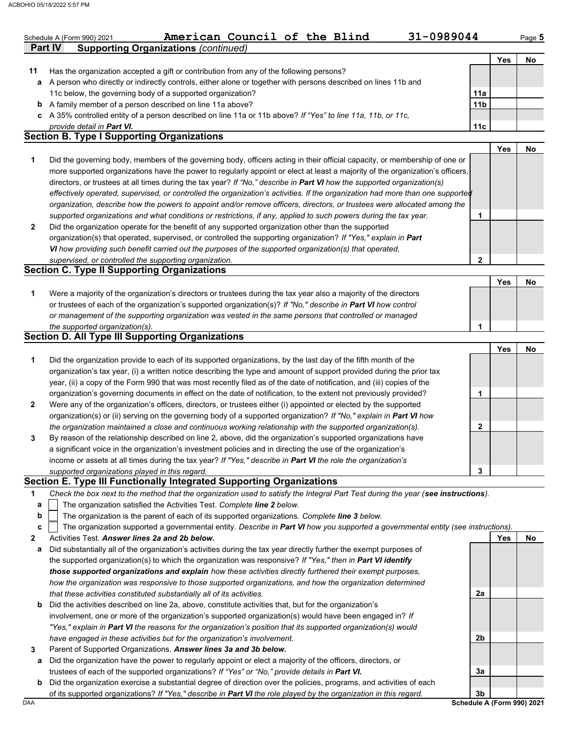Schedule A (Form 990) 2021 American Council of the Blind 31-0989044

## Part IV Supporting Organizations *(continued)*

| | | | Yes | No |
|---|---|---|---|---|
| **11** | Has the organization accepted a gift or contribution from any of the following persons? | | | |
| **a** | A person who directly or indirectly controls, either alone or together with persons described on lines 11b and 11c below, the governing body of a supported organization? | **11a** | | |
| **b** | A family member of a person described on line 11a above? | **11b** | | |
| **c** | A 35% controlled entity of a person described on line 11a or 11b above? *If "Yes" to line 11a, 11b, or 11c, provide detail in **Part VI**.* | **11c** | | |

### Section B. Type I Supporting Organizations

| | | | Yes | No |
|---|---|---|---|---|
| **1** | Did the governing body, members of the governing body, officers acting in their official capacity, or membership of one or more supported organizations have the power to regularly appoint or elect at least a majority of the organization's officers, directors, or trustees at all times during the tax year? *If "No," describe in **Part VI** how the supported organization(s) effectively operated, supervised, or controlled the organization's activities. If the organization had more than one supported organization, describe how the powers to appoint and/or remove officers, directors, or trustees were allocated among the supported organizations and what conditions or restrictions, if any, applied to such powers during the tax year.* | **1** | | |
| **2** | Did the organization operate for the benefit of any supported organization other than the supported organization(s) that operated, supervised, or controlled the supporting organization? *If "Yes," explain in **Part VI** how providing such benefit carried out the purposes of the supported organization(s) that operated, supervised, or controlled the supporting organization.* | **2** | | |

### Section C. Type II Supporting Organizations

| | | | Yes | No |
|---|---|---|---|---|
| **1** | Were a majority of the organization's directors or trustees during the tax year also a majority of the directors or trustees of each of the organization's supported organization(s)? *If "No," describe in **Part VI** how control or management of the supporting organization was vested in the same persons that controlled or managed the supported organization(s).* | **1** | | |

### Section D. All Type III Supporting Organizations

| | | | Yes | No |
|---|---|---|---|---|
| **1** | Did the organization provide to each of its supported organizations, by the last day of the fifth month of the organization's tax year, (i) a written notice describing the type and amount of support provided during the prior tax year, (ii) a copy of the Form 990 that was most recently filed as of the date of notification, and (iii) copies of the organization's governing documents in effect on the date of notification, to the extent not previously provided? | **1** | | |
| **2** | Were any of the organization's officers, directors, or trustees either (i) appointed or elected by the supported organization(s) or (ii) serving on the governing body of a supported organization? *If "No," explain in **Part VI** how the organization maintained a close and continuous working relationship with the supported organization(s).* | **2** | | |
| **3** | By reason of the relationship described on line 2, above, did the organization's supported organizations have a significant voice in the organization's investment policies and in directing the use of the organization's income or assets at all times during the tax year? *If "Yes," describe in **Part VI** the role the organization's supported organizations played in this regard.* | **3** | | |

### Section E. Type III Functionally Integrated Supporting Organizations

**1** *Check the box next to the method that the organization used to satisfy the Integral Part Test during the year (**see instructions**).*

- **a** ☐ The organization satisfied the Activities Test. *Complete **line 2** below.*
- **b** ☐ The organization is the parent of each of its supported organizations. *Complete **line 3** below.*
- **c** ☐ The organization supported a governmental entity. *Describe in **Part VI** how you supported a governmental entity (see instructions).*

| | | | Yes | No |
|---|---|---|---|---|
| **2** | Activities Test. ***Answer lines 2a and 2b below.*** | | | |
| **a** | Did substantially all of the organization's activities during the tax year directly further the exempt purposes of the supported organization(s) to which the organization was responsive? *If "Yes," then in **Part VI identify those supported organizations and explain** how these activities directly furthered their exempt purposes, how the organization was responsive to those supported organizations, and how the organization determined that these activities constituted substantially all of its activities.* | **2a** | | |
| **b** | Did the activities described on line 2a, above, constitute activities that, but for the organization's involvement, one or more of the organization's supported organization(s) would have been engaged in? *If "Yes," explain in **Part VI** the reasons for the organization's position that its supported organization(s) would have engaged in these activities but for the organization's involvement.* | **2b** | | |
| **3** | Parent of Supported Organizations. ***Answer lines 3a and 3b below.*** | | | |
| **a** | Did the organization have the power to regularly appoint or elect a majority of the officers, directors, or trustees of each of the supported organizations? *If "Yes" or "No," provide details in **Part VI**.* | **3a** | | |
| **b** | Did the organization exercise a substantial degree of direction over the policies, programs, and activities of each of its supported organizations? *If "Yes," describe in **Part VI** the role played by the organization in this regard.* | **3b** | | |

Schedule A (Form 990) 2021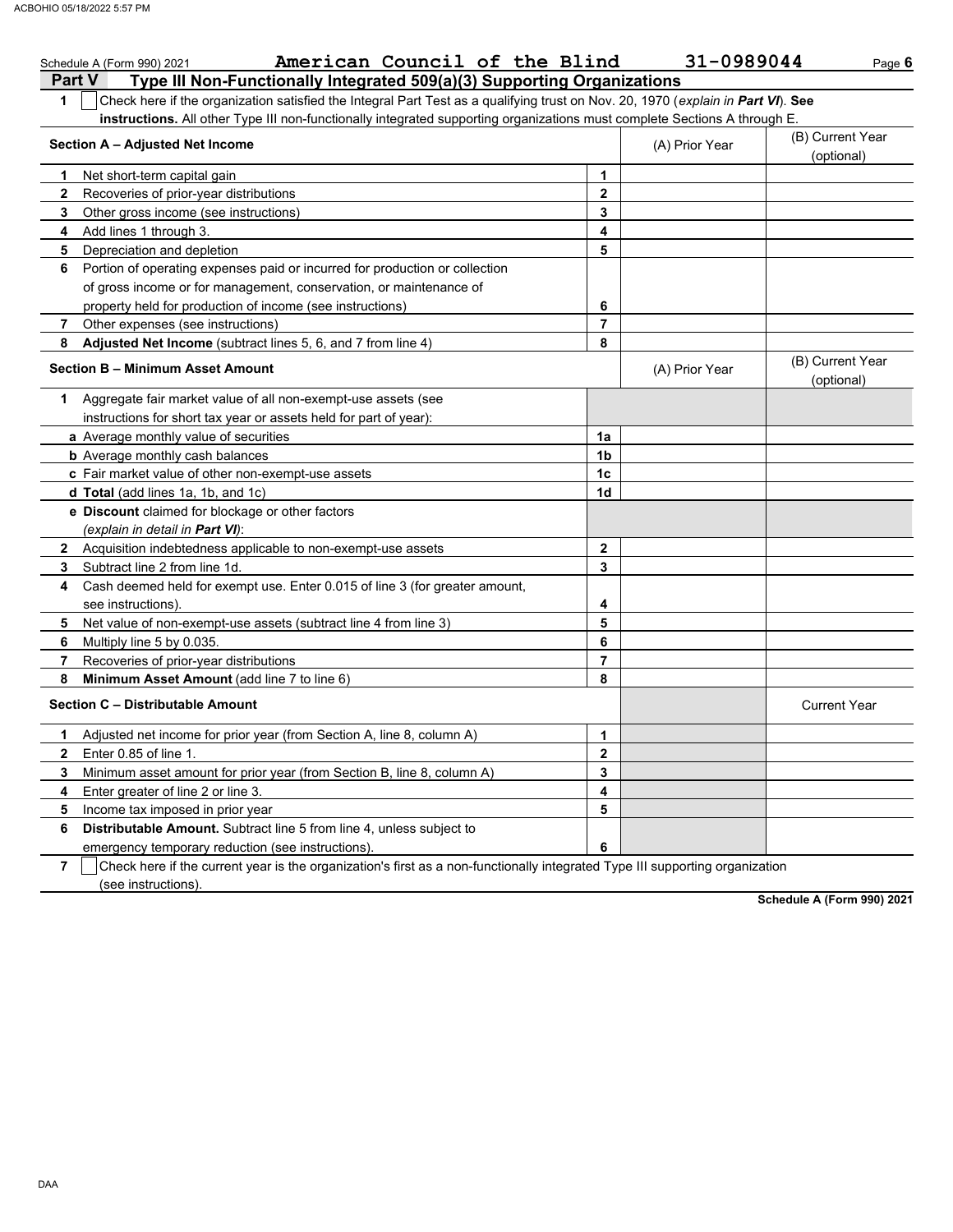Schedule A (Form 990) 2021 **American Council of the Blind** **31-0989044**

## Part V — Type III Non-Functionally Integrated 509(a)(3) Supporting Organizations

**1** ☐ Check here if the organization satisfied the Integral Part Test as a qualifying trust on Nov. 20, 1970 (*explain in* ***Part VI***). **See instructions.** All other Type III non-functionally integrated supporting organizations must complete Sections A through E.

| **Section A – Adjusted Net Income** | | (A) Prior Year | (B) Current Year (optional) |
|---|---|---|---|
| **1** Net short-term capital gain | **1** | | |
| **2** Recoveries of prior-year distributions | **2** | | |
| **3** Other gross income (see instructions) | **3** | | |
| **4** Add lines 1 through 3. | **4** | | |
| **5** Depreciation and depletion | **5** | | |
| **6** Portion of operating expenses paid or incurred for production or collection of gross income or for management, conservation, or maintenance of property held for production of income (see instructions) | **6** | | |
| **7** Other expenses (see instructions) | **7** | | |
| **8** **Adjusted Net Income** (subtract lines 5, 6, and 7 from line 4) | **8** | | |

| **Section B – Minimum Asset Amount** | | (A) Prior Year | (B) Current Year (optional) |
|---|---|---|---|
| **1** Aggregate fair market value of all non-exempt-use assets (see instructions for short tax year or assets held for part of year): | | | |
| **a** Average monthly value of securities | **1a** | | |
| **b** Average monthly cash balances | **1b** | | |
| **c** Fair market value of other non-exempt-use assets | **1c** | | |
| **d** **Total** (add lines 1a, 1b, and 1c) | **1d** | | |
| **e** **Discount** claimed for blockage or other factors (*explain in detail in* ***Part VI***): | | | |
| **2** Acquisition indebtedness applicable to non-exempt-use assets | **2** | | |
| **3** Subtract line 2 from line 1d. | **3** | | |
| **4** Cash deemed held for exempt use. Enter 0.015 of line 3 (for greater amount, see instructions). | **4** | | |
| **5** Net value of non-exempt-use assets (subtract line 4 from line 3) | **5** | | |
| **6** Multiply line 5 by 0.035. | **6** | | |
| **7** Recoveries of prior-year distributions | **7** | | |
| **8** **Minimum Asset Amount** (add line 7 to line 6) | **8** | | |

| **Section C – Distributable Amount** | | | Current Year |
|---|---|---|---|
| **1** Adjusted net income for prior year (from Section A, line 8, column A) | **1** | | |
| **2** Enter 0.85 of line 1. | **2** | | |
| **3** Minimum asset amount for prior year (from Section B, line 8, column A) | **3** | | |
| **4** Enter greater of line 2 or line 3. | **4** | | |
| **5** Income tax imposed in prior year | **5** | | |
| **6** **Distributable Amount.** Subtract line 5 from line 4, unless subject to emergency temporary reduction (see instructions). | **6** | | |

**7** ☐ Check here if the current year is the organization's first as a non-functionally integrated Type III supporting organization (see instructions).

**Schedule A (Form 990) 2021**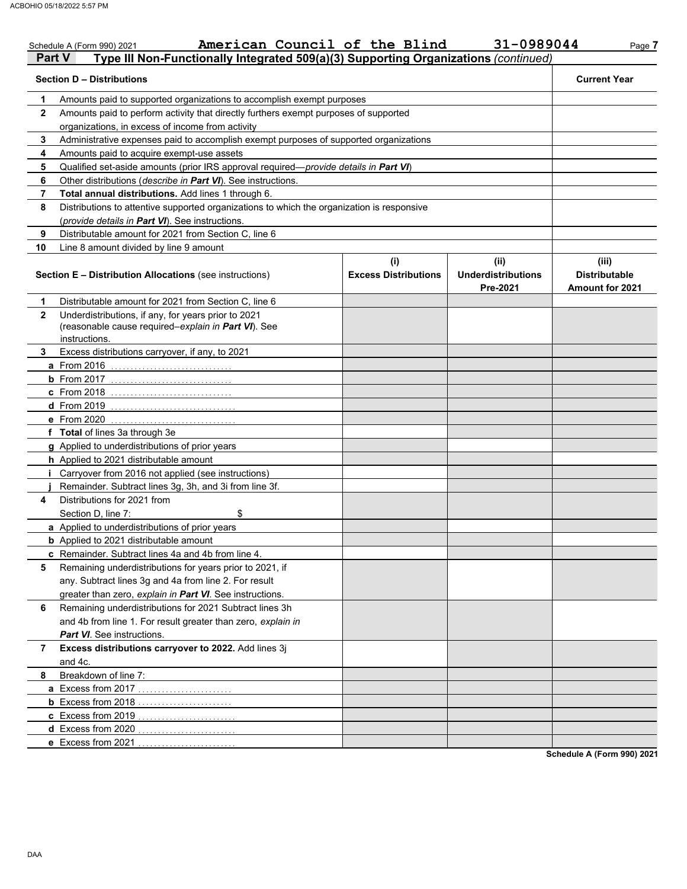Schedule A (Form 990) 2021 American Council of the Blind 31-0989044

## Part V Type III Non-Functionally Integrated 509(a)(3) Supporting Organizations *(continued)*

| | Section D – Distributions | Current Year |
|---|---|---|
| 1 | Amounts paid to supported organizations to accomplish exempt purposes | |
| 2 | Amounts paid to perform activity that directly furthers exempt purposes of supported organizations, in excess of income from activity | |
| 3 | Administrative expenses paid to accomplish exempt purposes of supported organizations | |
| 4 | Amounts paid to acquire exempt-use assets | |
| 5 | Qualified set-aside amounts (prior IRS approval required—*provide details in **Part VI***) | |
| 6 | Other distributions (*describe in **Part VI***). See instructions. | |
| 7 | **Total annual distributions.** Add lines 1 through 6. | |
| 8 | Distributions to attentive supported organizations to which the organization is responsive (*provide details in **Part VI***). See instructions. | |
| 9 | Distributable amount for 2021 from Section C, line 6 | |
| 10 | Line 8 amount divided by line 9 amount | |

| | Section E – Distribution Allocations (see instructions) | (i) Excess Distributions | (ii) Underdistributions Pre-2021 | (iii) Distributable Amount for 2021 |
|---|---|---|---|---|
| 1 | Distributable amount for 2021 from Section C, line 6 | | | |
| 2 | Underdistributions, if any, for years prior to 2021 (reasonable cause required–*explain in **Part VI***). See instructions. | | | |
| 3 | Excess distributions carryover, if any, to 2021 | | | |
| a | From 2016 | | | |
| b | From 2017 | | | |
| c | From 2018 | | | |
| d | From 2019 | | | |
| e | From 2020 | | | |
| f | **Total** of lines 3a through 3e | | | |
| g | Applied to underdistributions of prior years | | | |
| h | Applied to 2021 distributable amount | | | |
| i | Carryover from 2016 not applied (see instructions) | | | |
| j | Remainder. Subtract lines 3g, 3h, and 3i from line 3f. | | | |
| 4 | Distributions for 2021 from Section D, line 7: $ | | | |
| a | Applied to underdistributions of prior years | | | |
| b | Applied to 2021 distributable amount | | | |
| c | Remainder. Subtract lines 4a and 4b from line 4. | | | |
| 5 | Remaining underdistributions for years prior to 2021, if any. Subtract lines 3g and 4a from line 2. For result greater than zero, *explain in **Part VI***. See instructions. | | | |
| 6 | Remaining underdistributions for 2021 Subtract lines 3h and 4b from line 1. For result greater than zero, *explain in **Part VI***. See instructions. | | | |
| 7 | **Excess distributions carryover to 2022.** Add lines 3j and 4c. | | | |
| 8 | Breakdown of line 7: | | | |
| a | Excess from 2017 | | | |
| b | Excess from 2018 | | | |
| c | Excess from 2019 | | | |
| d | Excess from 2020 | | | |
| e | Excess from 2021 | | | |

Schedule A (Form 990) 2021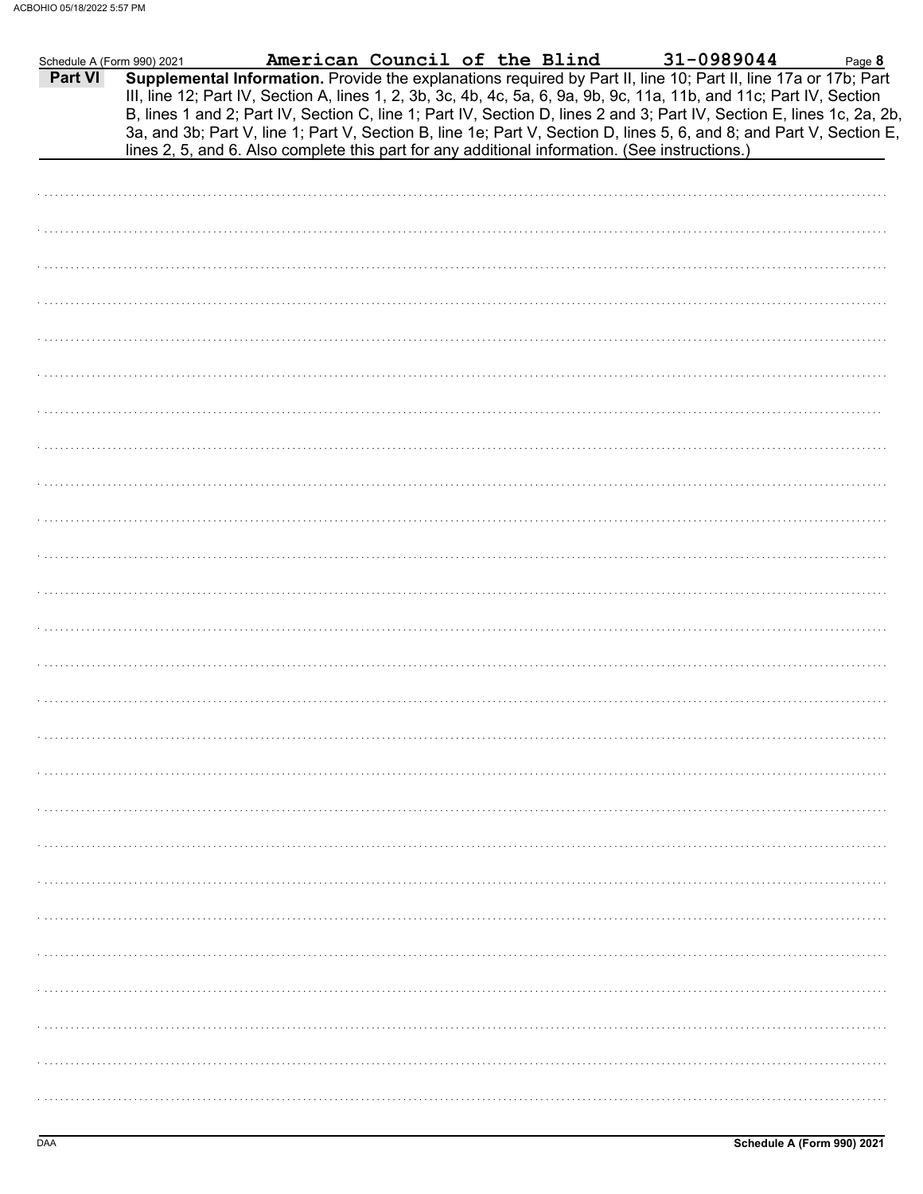Schedule A (Form 990) 2021 **American Council of the Blind** **31-0989044** Page **8**

**Part VI** **Supplemental Information.** Provide the explanations required by Part II, line 10; Part II, line 17a or 17b; Part III, line 12; Part IV, Section A, lines 1, 2, 3b, 3c, 4b, 4c, 5a, 6, 9a, 9b, 9c, 11a, 11b, and 11c; Part IV, Section B, lines 1 and 2; Part IV, Section C, line 1; Part IV, Section D, lines 2 and 3; Part IV, Section E, lines 1c, 2a, 2b, 3a, and 3b; Part V, line 1; Part V, Section B, line 1e; Part V, Section D, lines 5, 6, and 8; and Part V, Section E, lines 2, 5, and 6. Also complete this part for any additional information. (See instructions.)

DAA **Schedule A (Form 990) 2021**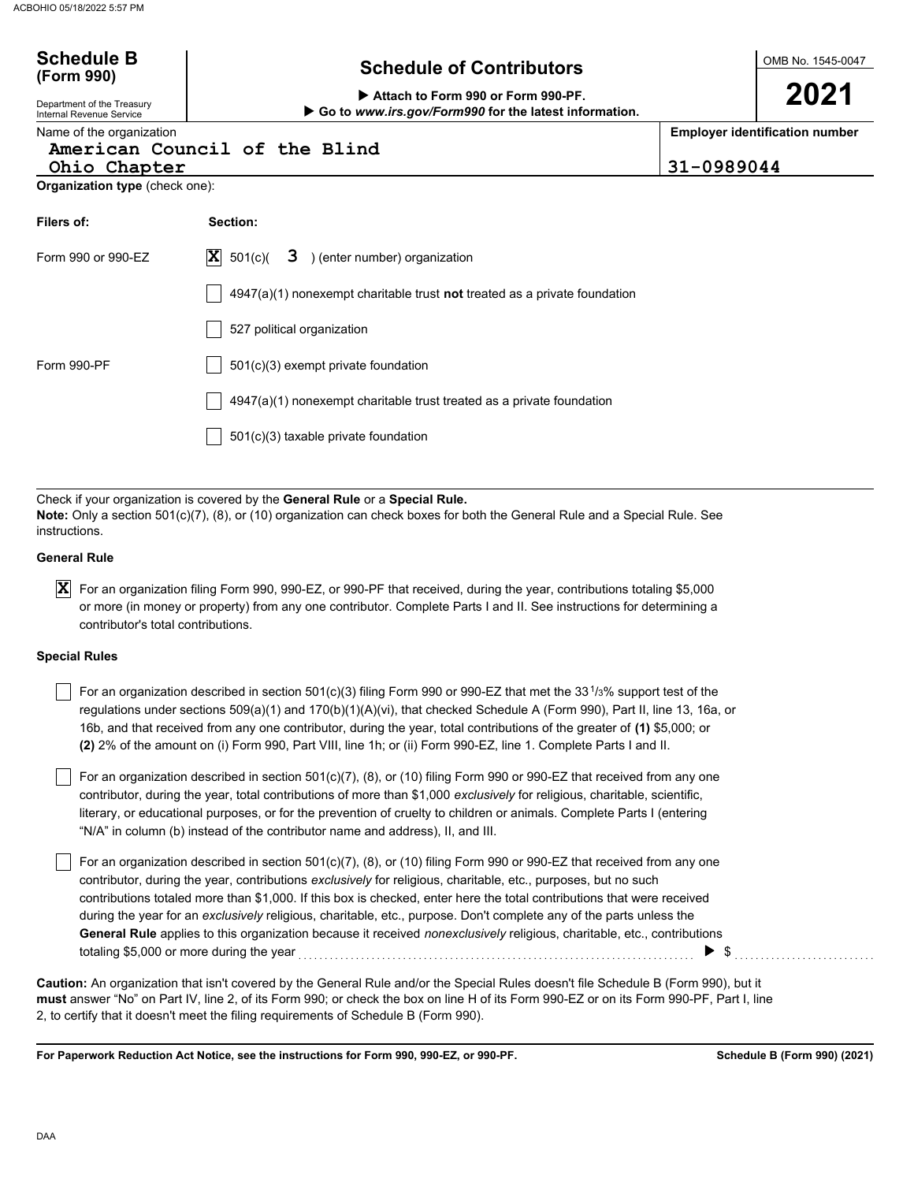# Schedule B (Form 990)

## Schedule of Contributors

▶ Attach to Form 990 or Form 990-PF.
▶ Go to *www.irs.gov/Form990* for the latest information.

OMB No. 1545-0047

**2021**

Department of the Treasury
Internal Revenue Service

Name of the organization: American Council of the Blind Ohio Chapter

Employer identification number: 31-0989044

**Organization type** (check one):

| Filers of: | Section: |
|---|---|
| Form 990 or 990-EZ | [X] 501(c)( 3 ) (enter number) organization |
| | [ ] 4947(a)(1) nonexempt charitable trust **not** treated as a private foundation |
| | [ ] 527 political organization |
| Form 990-PF | [ ] 501(c)(3) exempt private foundation |
| | [ ] 4947(a)(1) nonexempt charitable trust treated as a private foundation |
| | [ ] 501(c)(3) taxable private foundation |

Check if your organization is covered by the **General Rule** or a **Special Rule.**

**Note:** Only a section 501(c)(7), (8), or (10) organization can check boxes for both the General Rule and a Special Rule. See instructions.

### General Rule

[X] For an organization filing Form 990, 990-EZ, or 990-PF that received, during the year, contributions totaling $5,000 or more (in money or property) from any one contributor. Complete Parts I and II. See instructions for determining a contributor's total contributions.

### Special Rules

[ ] For an organization described in section 501(c)(3) filing Form 990 or 990-EZ that met the 33 1/3% support test of the regulations under sections 509(a)(1) and 170(b)(1)(A)(vi), that checked Schedule A (Form 990), Part II, line 13, 16a, or 16b, and that received from any one contributor, during the year, total contributions of the greater of **(1)** $5,000; or **(2)** 2% of the amount on (i) Form 990, Part VIII, line 1h; or (ii) Form 990-EZ, line 1. Complete Parts I and II.

[ ] For an organization described in section 501(c)(7), (8), or (10) filing Form 990 or 990-EZ that received from any one contributor, during the year, total contributions of more than $1,000 *exclusively* for religious, charitable, scientific, literary, or educational purposes, or for the prevention of cruelty to children or animals. Complete Parts I (entering "N/A" in column (b) instead of the contributor name and address), II, and III.

[ ] For an organization described in section 501(c)(7), (8), or (10) filing Form 990 or 990-EZ that received from any one contributor, during the year, contributions *exclusively* for religious, charitable, etc., purposes, but no such contributions totaled more than $1,000. If this box is checked, enter here the total contributions that were received during the year for an *exclusively* religious, charitable, etc., purpose. Don't complete any of the parts unless the **General Rule** applies to this organization because it received *nonexclusively* religious, charitable, etc., contributions totaling $5,000 or more during the year ▶ $ ..........

**Caution:** An organization that isn't covered by the General Rule and/or the Special Rules doesn't file Schedule B (Form 990), but it **must** answer "No" on Part IV, line 2, of its Form 990; or check the box on line H of its Form 990-EZ or on its Form 990-PF, Part I, line 2, to certify that it doesn't meet the filing requirements of Schedule B (Form 990).

**For Paperwork Reduction Act Notice, see the instructions for Form 990, 990-EZ, or 990-PF.** **Schedule B (Form 990) (2021)**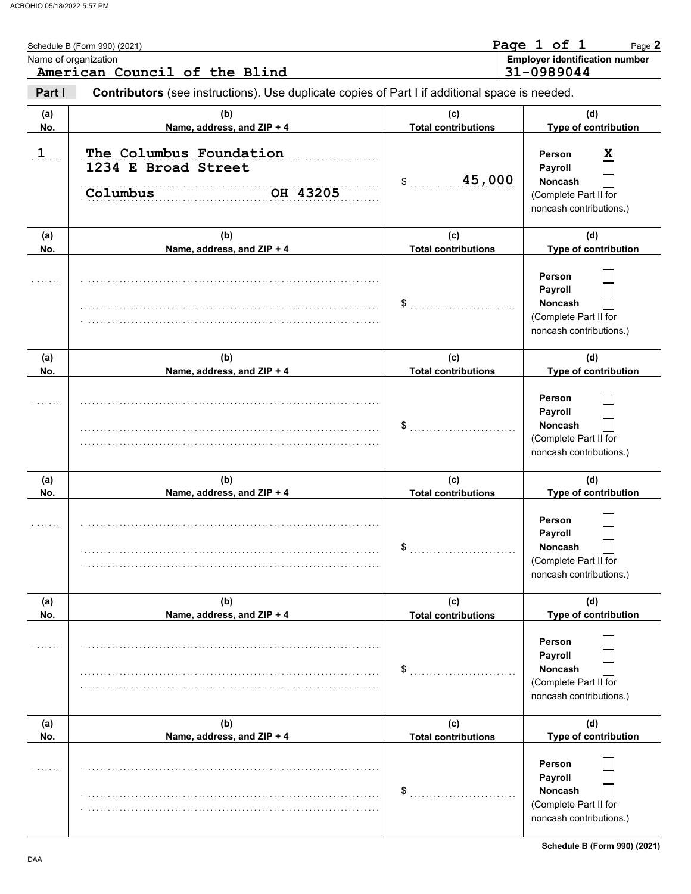Schedule B (Form 990) (2021)

Name of organization: American Council of the Blind

Employer identification number: 31-0989044

**Part I** **Contributors** (see instructions). Use duplicate copies of Part I if additional space is needed.

| (a) No. | (b) Name, address, and ZIP + 4 | (c) Total contributions | (d) Type of contribution |
|---|---|---|---|
| 1 | The Columbus Foundation<br>1234 E Broad Street<br>Columbus OH 43205 | $ 45,000 | Person [X]<br>Payroll [ ]<br>Noncash [ ]<br>(Complete Part II for noncash contributions.) |
| | | $ | Person [ ]<br>Payroll [ ]<br>Noncash [ ]<br>(Complete Part II for noncash contributions.) |
| | | $ | Person [ ]<br>Payroll [ ]<br>Noncash [ ]<br>(Complete Part II for noncash contributions.) |
| | | $ | Person [ ]<br>Payroll [ ]<br>Noncash [ ]<br>(Complete Part II for noncash contributions.) |
| | | $ | Person [ ]<br>Payroll [ ]<br>Noncash [ ]<br>(Complete Part II for noncash contributions.) |
| | | $ | Person [ ]<br>Payroll [ ]<br>Noncash [ ]<br>(Complete Part II for noncash contributions.) |

Schedule B (Form 990) (2021)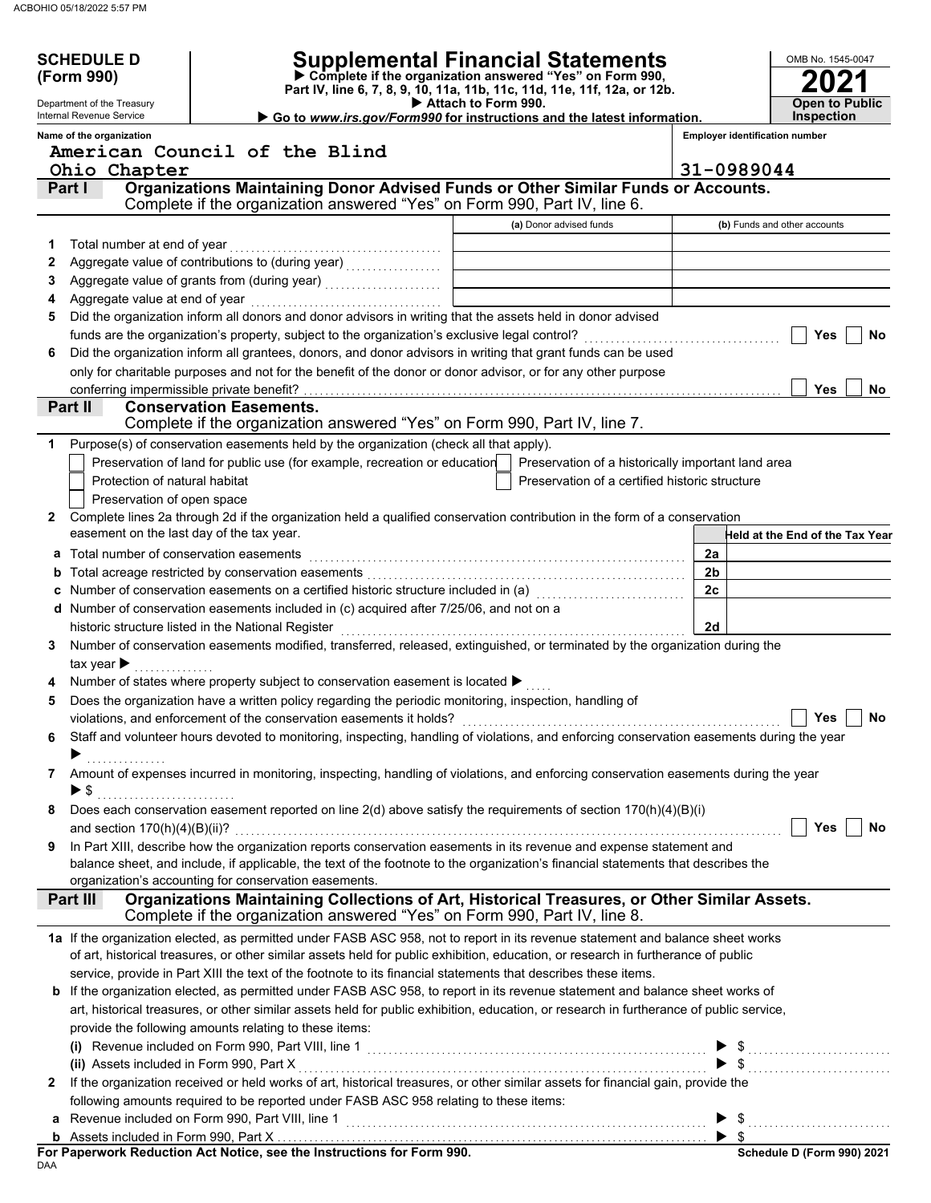**SCHEDULE D (Form 990)**

Department of the Treasury
Internal Revenue Service

# Supplemental Financial Statements

▶ Complete if the organization answered "Yes" on Form 990, Part IV, line 6, 7, 8, 9, 10, 11a, 11b, 11c, 11d, 11e, 11f, 12a, or 12b.
▶ Attach to Form 990.
▶ Go to *www.irs.gov/Form990* for instructions and the latest information.

OMB No. 1545-0047

**2021**

**Open to Public Inspection**

**Name of the organization**
American Council of the Blind
Ohio Chapter

**Employer identification number**
31-0989044

## Part I Organizations Maintaining Donor Advised Funds or Other Similar Funds or Accounts.
Complete if the organization answered "Yes" on Form 990, Part IV, line 6.

| | | (a) Donor advised funds | (b) Funds and other accounts |
|---|---|---|---|
| 1 | Total number at end of year | | |
| 2 | Aggregate value of contributions to (during year) | | |
| 3 | Aggregate value of grants from (during year) | | |
| 4 | Aggregate value at end of year | | |

5 Did the organization inform all donors and donor advisors in writing that the assets held in donor advised funds are the organization's property, subject to the organization's exclusive legal control? ☐ Yes ☐ No

6 Did the organization inform all grantees, donors, and donor advisors in writing that grant funds can be used only for charitable purposes and not for the benefit of the donor or donor advisor, or for any other purpose conferring impermissible private benefit? ☐ Yes ☐ No

## Part II Conservation Easements.
Complete if the organization answered "Yes" on Form 990, Part IV, line 7.

1 Purpose(s) of conservation easements held by the organization (check all that apply).

☐ Preservation of land for public use (for example, recreation or education)
☐ Protection of natural habitat
☐ Preservation of open space
☐ Preservation of a historically important land area
☐ Preservation of a certified historic structure

2 Complete lines 2a through 2d if the organization held a qualified conservation contribution in the form of a conservation easement on the last day of the tax year.

| | | | Held at the End of the Tax Year |
|---|---|---|---|
| a | Total number of conservation easements | 2a | |
| b | Total acreage restricted by conservation easements | 2b | |
| c | Number of conservation easements on a certified historic structure included in (a) | 2c | |
| d | Number of conservation easements included in (c) acquired after 7/25/06, and not on a historic structure listed in the National Register | 2d | |

3 Number of conservation easements modified, transferred, released, extinguished, or terminated by the organization during the tax year ▶

4 Number of states where property subject to conservation easement is located ▶

5 Does the organization have a written policy regarding the periodic monitoring, inspection, handling of violations, and enforcement of the conservation easements it holds? ☐ Yes ☐ No

6 Staff and volunteer hours devoted to monitoring, inspecting, handling of violations, and enforcing conservation easements during the year ▶

7 Amount of expenses incurred in monitoring, inspecting, handling of violations, and enforcing conservation easements during the year ▶ $

8 Does each conservation easement reported on line 2(d) above satisfy the requirements of section 170(h)(4)(B)(i) and section 170(h)(4)(B)(ii)? ☐ Yes ☐ No

9 In Part XIII, describe how the organization reports conservation easements in its revenue and expense statement and balance sheet, and include, if applicable, the text of the footnote to the organization's financial statements that describes the organization's accounting for conservation easements.

## Part III Organizations Maintaining Collections of Art, Historical Treasures, or Other Similar Assets.
Complete if the organization answered "Yes" on Form 990, Part IV, line 8.

1a If the organization elected, as permitted under FASB ASC 958, not to report in its revenue statement and balance sheet works of art, historical treasures, or other similar assets held for public exhibition, education, or research in furtherance of public service, provide in Part XIII the text of the footnote to its financial statements that describes these items.

b If the organization elected, as permitted under FASB ASC 958, to report in its revenue statement and balance sheet works of art, historical treasures, or other similar assets held for public exhibition, education, or research in furtherance of public service, provide the following amounts relating to these items:

(i) Revenue included on Form 990, Part VIII, line 1 ▶ $

(ii) Assets included in Form 990, Part X ▶ $

2 If the organization received or held works of art, historical treasures, or other similar assets for financial gain, provide the following amounts required to be reported under FASB ASC 958 relating to these items:

a Revenue included on Form 990, Part VIII, line 1 ▶ $

b Assets included in Form 990, Part X ▶ $

**For Paperwork Reduction Act Notice, see the Instructions for Form 990.**

DAA

**Schedule D (Form 990) 2021**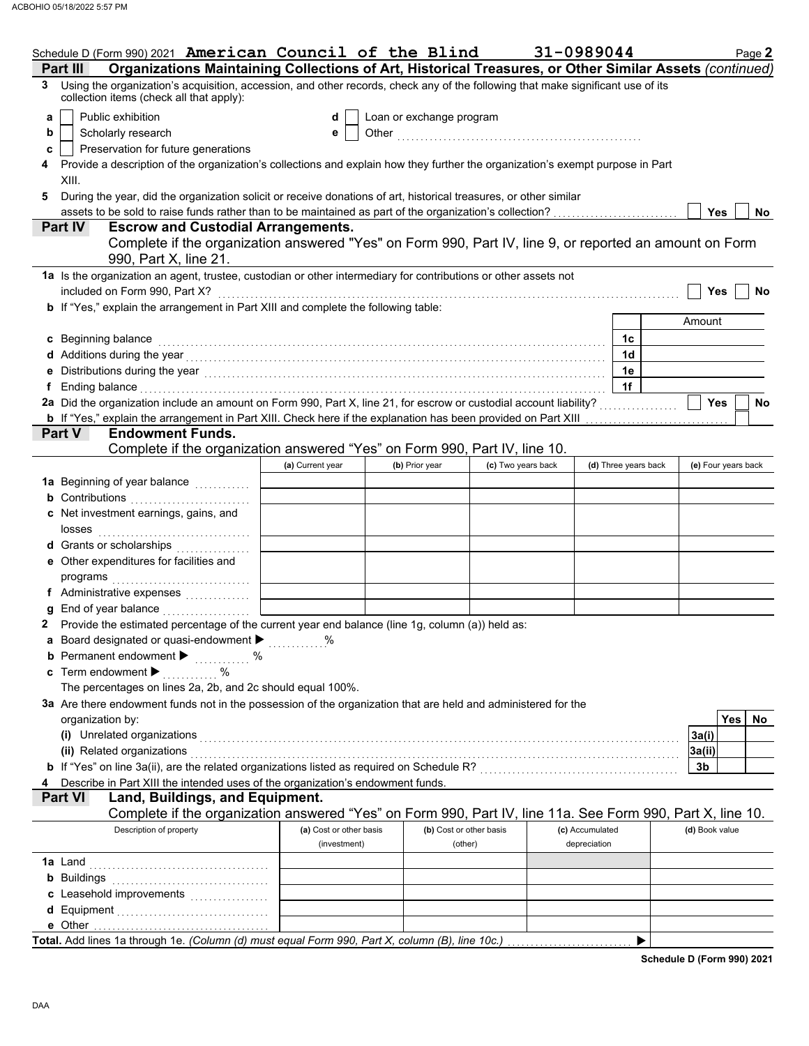Schedule D (Form 990) 2021 **American Council of the Blind** **31-0989044** Page **2**

**Part III** **Organizations Maintaining Collections of Art, Historical Treasures, or Other Similar Assets** *(continued)*

**3** Using the organization's acquisition, accession, and other records, check any of the following that make significant use of its collection items (check all that apply):

- **a** ☐ Public exhibition
- **b** ☐ Scholarly research
- **c** ☐ Preservation for future generations
- **d** ☐ Loan or exchange program
- **e** ☐ Other

**4** Provide a description of the organization's collections and explain how they further the organization's exempt purpose in Part XIII.

**5** During the year, did the organization solicit or receive donations of art, historical treasures, or other similar assets to be sold to raise funds rather than to be maintained as part of the organization's collection? ☐ Yes ☐ No

**Part IV** **Escrow and Custodial Arrangements.**
Complete if the organization answered "Yes" on Form 990, Part IV, line 9, or reported an amount on Form 990, Part X, line 21.

**1a** Is the organization an agent, trustee, custodian or other intermediary for contributions or other assets not included on Form 990, Part X? ☐ Yes ☐ No

**b** If "Yes," explain the arrangement in Part XIII and complete the following table:

| | | Amount |
|---|---|---|
| **c** Beginning balance | 1c | |
| **d** Additions during the year | 1d | |
| **e** Distributions during the year | 1e | |
| **f** Ending balance | 1f | |

**2a** Did the organization include an amount on Form 990, Part X, line 21, for escrow or custodial account liability? ☐ Yes ☐ No

**b** If "Yes," explain the arrangement in Part XIII. Check here if the explanation has been provided on Part XIII ☐

**Part V** **Endowment Funds.**
Complete if the organization answered "Yes" on Form 990, Part IV, line 10.

| | (a) Current year | (b) Prior year | (c) Two years back | (d) Three years back | (e) Four years back |
|---|---|---|---|---|---|
| **1a** Beginning of year balance | | | | | |
| **b** Contributions | | | | | |
| **c** Net investment earnings, gains, and losses | | | | | |
| **d** Grants or scholarships | | | | | |
| **e** Other expenditures for facilities and programs | | | | | |
| **f** Administrative expenses | | | | | |
| **g** End of year balance | | | | | |

**2** Provide the estimated percentage of the current year end balance (line 1g, column (a)) held as:

- **a** Board designated or quasi-endowment ▶ %
- **b** Permanent endowment ▶ %
- **c** Term endowment ▶ %

The percentages on lines 2a, 2b, and 2c should equal 100%.

**3a** Are there endowment funds not in the possession of the organization that are held and administered for the organization by:

| | | Yes | No |
|---|---|---|---|
| **(i)** Unrelated organizations | 3a(i) | | |
| **(ii)** Related organizations | 3a(ii) | | |
| **b** If "Yes" on line 3a(ii), are the related organizations listed as required on Schedule R? | 3b | | |

**4** Describe in Part XIII the intended uses of the organization's endowment funds.

**Part VI** **Land, Buildings, and Equipment.**
Complete if the organization answered "Yes" on Form 990, Part IV, line 11a. See Form 990, Part X, line 10.

| Description of property | (a) Cost or other basis (investment) | (b) Cost or other basis (other) | (c) Accumulated depreciation | (d) Book value |
|---|---|---|---|---|
| **1a** Land | | | | |
| **b** Buildings | | | | |
| **c** Leasehold improvements | | | | |
| **d** Equipment | | | | |
| **e** Other | | | | |
| **Total.** Add lines 1a through 1e. *(Column (d) must equal Form 990, Part X, column (B), line 10c.)* ▶ | | | | |

**Schedule D (Form 990) 2021**

DAA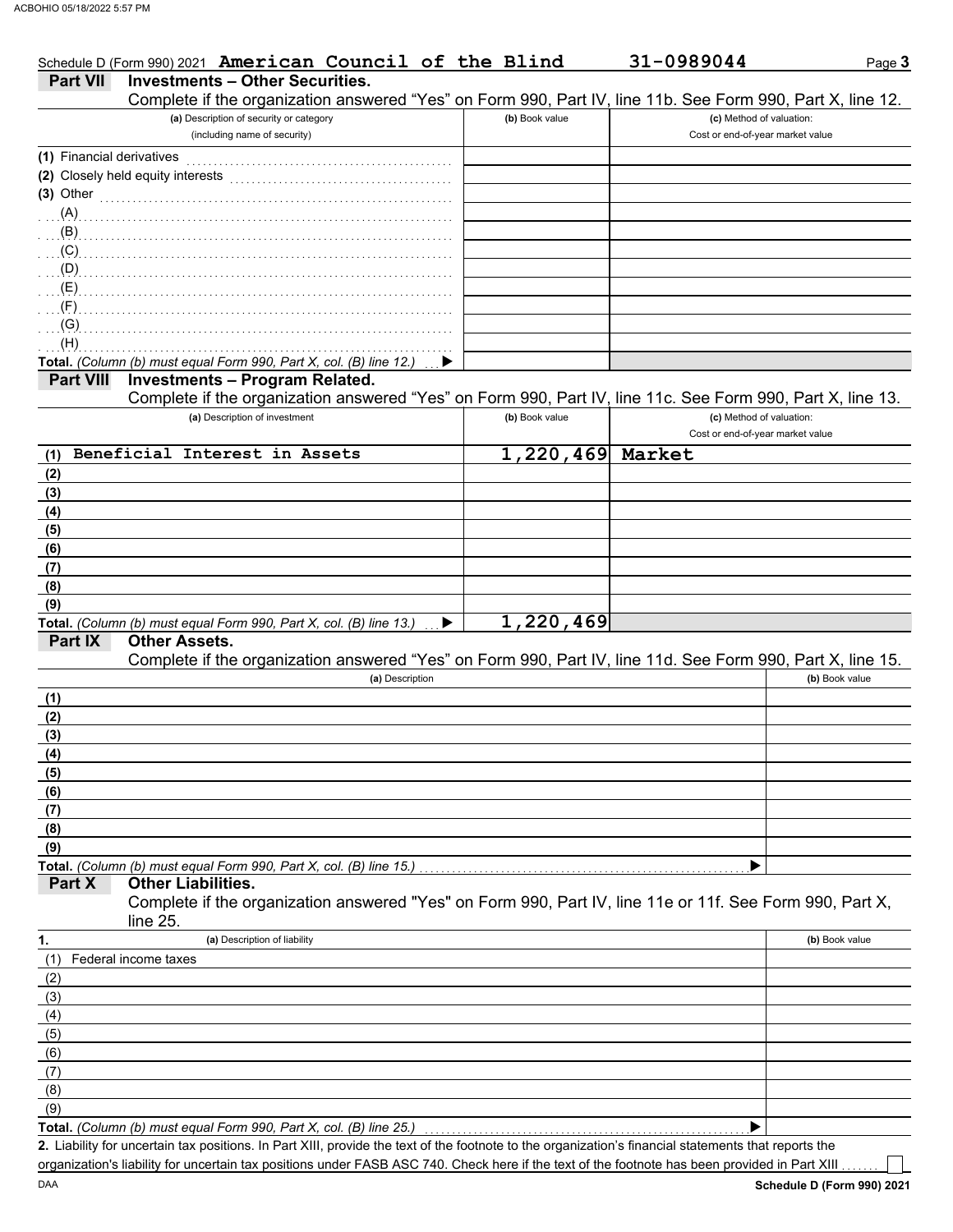Schedule D (Form 990) 2021 **American Council of the Blind** **31-0989044**

## Part VII Investments – Other Securities.

Complete if the organization answered "Yes" on Form 990, Part IV, line 11b. See Form 990, Part X, line 12.

| (a) Description of security or category (including name of security) | (b) Book value | (c) Method of valuation: Cost or end-of-year market value |
|---|---|---|
| (1) Financial derivatives | | |
| (2) Closely held equity interests | | |
| (3) Other | | |
| (A) | | |
| (B) | | |
| (C) | | |
| (D) | | |
| (E) | | |
| (F) | | |
| (G) | | |
| (H) | | |
| **Total.** *(Column (b) must equal Form 990, Part X, col. (B) line 12.)* ▶ | | |

## Part VIII Investments – Program Related.

Complete if the organization answered "Yes" on Form 990, Part IV, line 11c. See Form 990, Part X, line 13.

| (a) Description of investment | (b) Book value | (c) Method of valuation: Cost or end-of-year market value |
|---|---|---|
| (1) Beneficial Interest in Assets | 1,220,469 | Market |
| (2) | | |
| (3) | | |
| (4) | | |
| (5) | | |
| (6) | | |
| (7) | | |
| (8) | | |
| (9) | | |
| **Total.** *(Column (b) must equal Form 990, Part X, col. (B) line 13.)* ▶ | 1,220,469 | |

## Part IX Other Assets.

Complete if the organization answered "Yes" on Form 990, Part IV, line 11d. See Form 990, Part X, line 15.

| (a) Description | (b) Book value |
|---|---|
| (1) | |
| (2) | |
| (3) | |
| (4) | |
| (5) | |
| (6) | |
| (7) | |
| (8) | |
| (9) | |
| **Total.** *(Column (b) must equal Form 990, Part X, col. (B) line 15.)* ▶ | |

## Part X Other Liabilities.

Complete if the organization answered "Yes" on Form 990, Part IV, line 11e or 11f. See Form 990, Part X, line 25.

| 1. (a) Description of liability | (b) Book value |
|---|---|
| (1) Federal income taxes | |
| (2) | |
| (3) | |
| (4) | |
| (5) | |
| (6) | |
| (7) | |
| (8) | |
| (9) | |
| **Total.** *(Column (b) must equal Form 990, Part X, col. (B) line 25.)* ▶ | |

**2.** Liability for uncertain tax positions. In Part XIII, provide the text of the footnote to the organization's financial statements that reports the organization's liability for uncertain tax positions under FASB ASC 740. Check here if the text of the footnote has been provided in Part XIII ☐

**Schedule D (Form 990) 2021**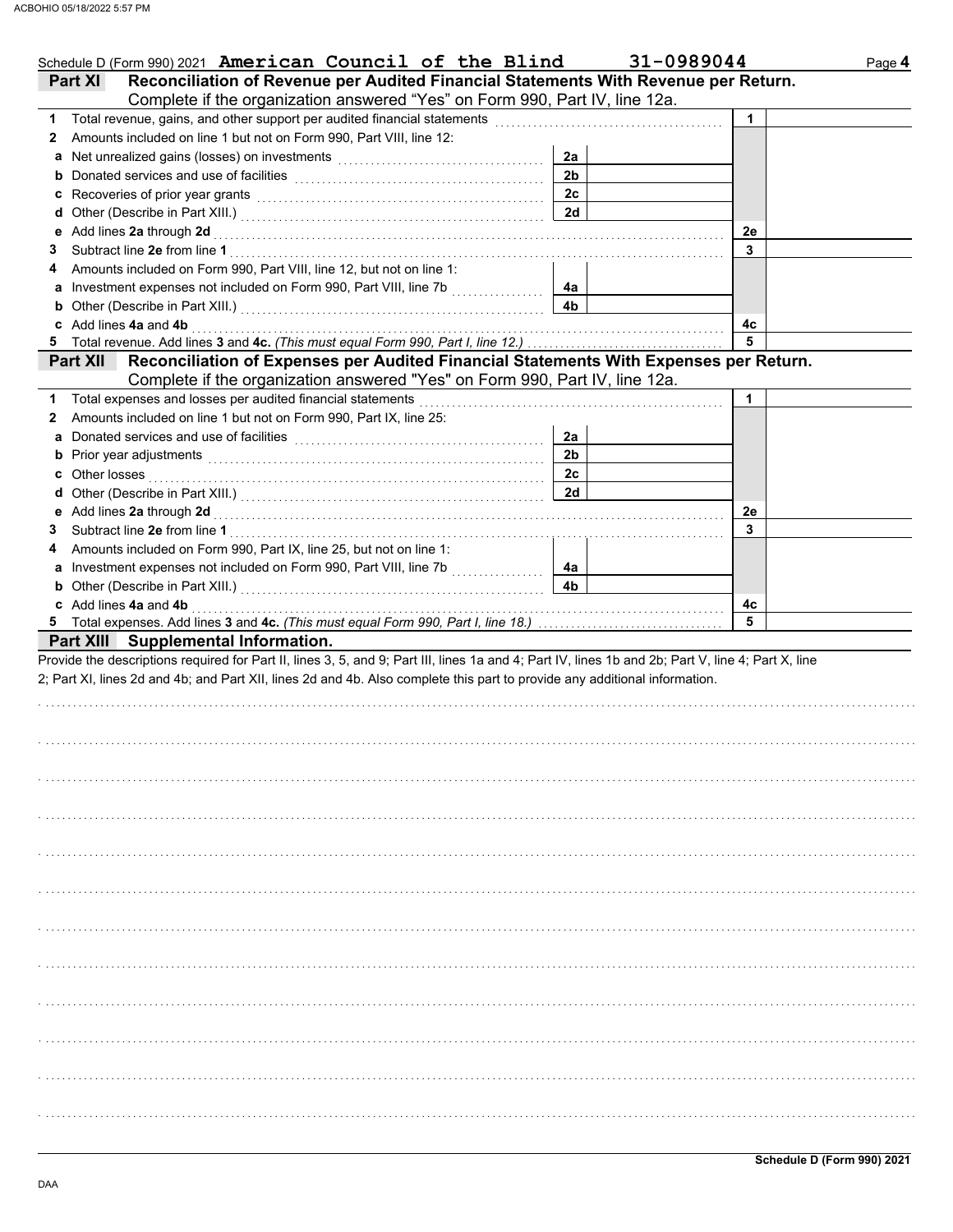Schedule D (Form 990) 2021 **American Council of the Blind** **31-0989044**

## Part XI Reconciliation of Revenue per Audited Financial Statements With Revenue per Return.

Complete if the organization answered "Yes" on Form 990, Part IV, line 12a.

| | | | | | |
|---|---|---|---|---|---|
| 1 | Total revenue, gains, and other support per audited financial statements | | | 1 | |
| 2 | Amounts included on line 1 but not on Form 990, Part VIII, line 12: | | | | |
| a | Net unrealized gains (losses) on investments | 2a | | | |
| b | Donated services and use of facilities | 2b | | | |
| c | Recoveries of prior year grants | 2c | | | |
| d | Other (Describe in Part XIII.) | 2d | | | |
| e | Add lines **2a** through **2d** | | | 2e | |
| 3 | Subtract line **2e** from line **1** | | | 3 | |
| 4 | Amounts included on Form 990, Part VIII, line 12, but not on line 1: | | | | |
| a | Investment expenses not included on Form 990, Part VIII, line 7b | 4a | | | |
| b | Other (Describe in Part XIII.) | 4b | | | |
| c | Add lines **4a** and **4b** | | | 4c | |
| 5 | Total revenue. Add lines **3** and **4c.** *(This must equal Form 990, Part I, line 12.)* | | | 5 | |

## Part XII Reconciliation of Expenses per Audited Financial Statements With Expenses per Return.

Complete if the organization answered "Yes" on Form 990, Part IV, line 12a.

| | | | | | |
|---|---|---|---|---|---|
| 1 | Total expenses and losses per audited financial statements | | | 1 | |
| 2 | Amounts included on line 1 but not on Form 990, Part IX, line 25: | | | | |
| a | Donated services and use of facilities | 2a | | | |
| b | Prior year adjustments | 2b | | | |
| c | Other losses | 2c | | | |
| d | Other (Describe in Part XIII.) | 2d | | | |
| e | Add lines **2a** through **2d** | | | 2e | |
| 3 | Subtract line **2e** from line **1** | | | 3 | |
| 4 | Amounts included on Form 990, Part IX, line 25, but not on line 1: | | | | |
| a | Investment expenses not included on Form 990, Part VIII, line 7b | 4a | | | |
| b | Other (Describe in Part XIII.) | 4b | | | |
| c | Add lines **4a** and **4b** | | | 4c | |
| 5 | Total expenses. Add lines **3** and **4c.** *(This must equal Form 990, Part I, line 18.)* | | | 5 | |

## Part XIII Supplemental Information.

Provide the descriptions required for Part II, lines 3, 5, and 9; Part III, lines 1a and 4; Part IV, lines 1b and 2b; Part V, line 4; Part X, line 2; Part XI, lines 2d and 4b; and Part XII, lines 2d and 4b. Also complete this part to provide any additional information.

**Schedule D (Form 990) 2021**

DAA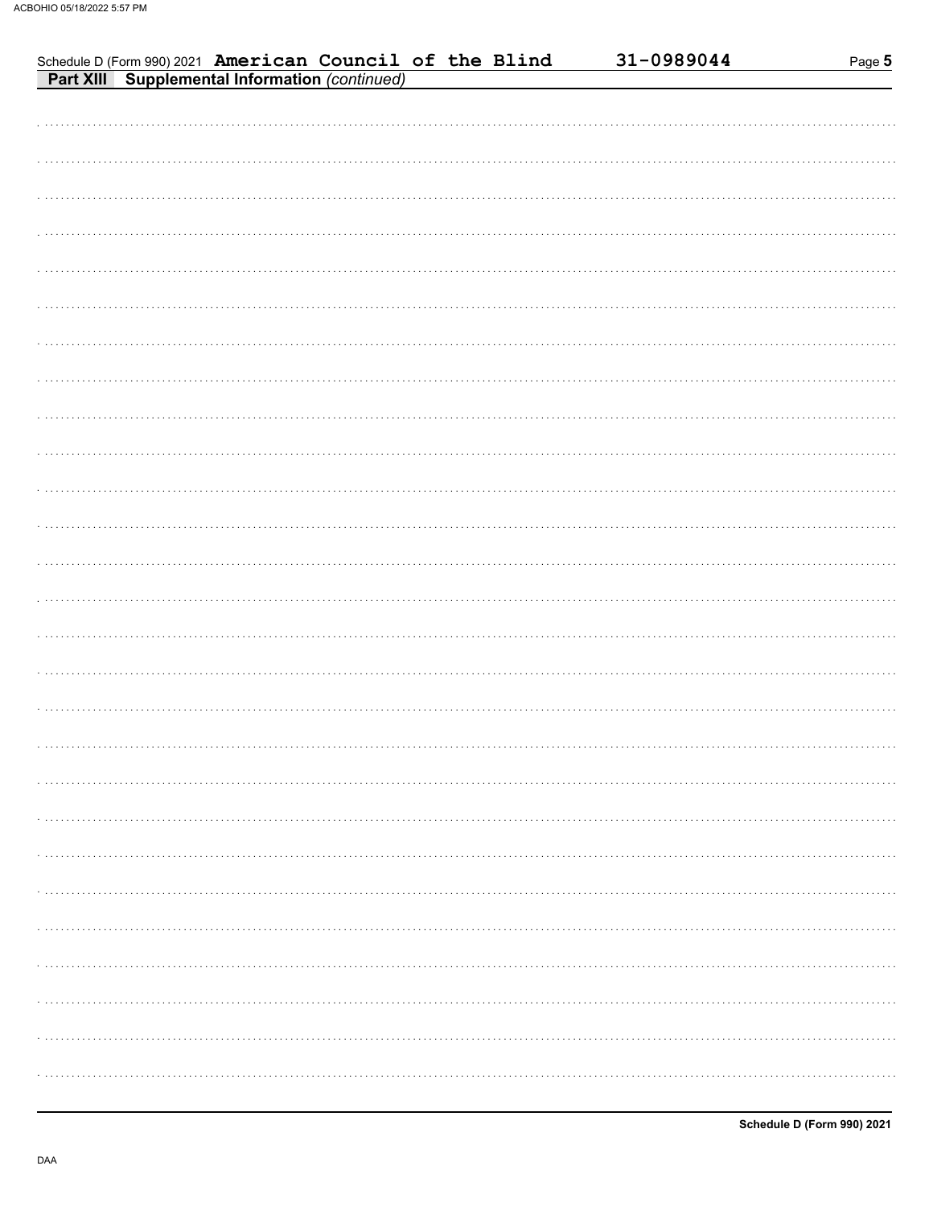Schedule D (Form 990) 2021 **American Council of the Blind** **31-0989044**

**Part XIII Supplemental Information** *(continued)*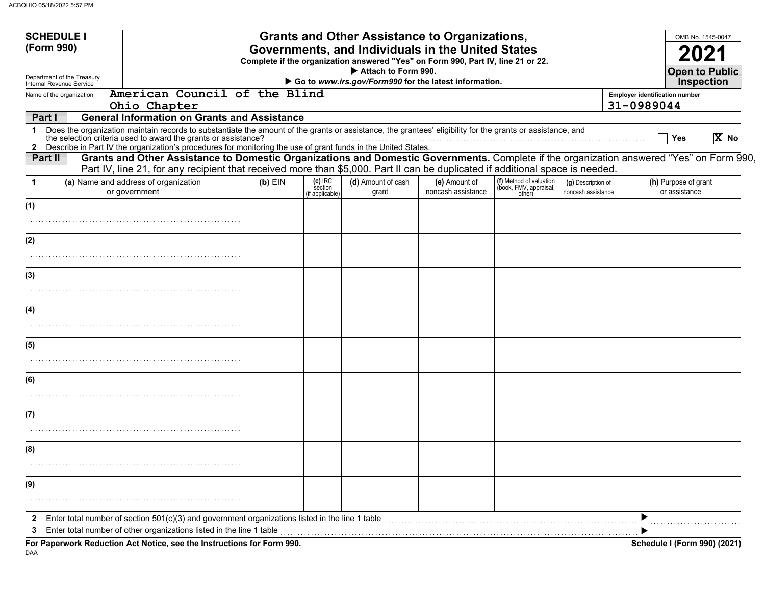**SCHEDULE I (Form 990)**

Department of the Treasury
Internal Revenue Service

# Grants and Other Assistance to Organizations, Governments, and Individuals in the United States

**Complete if the organization answered "Yes" on Form 990, Part IV, line 21 or 22.**
▶ **Attach to Form 990.**
▶ **Go to *www.irs.gov/Form990* for the latest information.**

OMB No. 1545-0047
**2021**
**Open to Public Inspection**

Name of the organization: American Council of the Blind Ohio Chapter

Employer identification number: 31-0989044

**Part I — General Information on Grants and Assistance**

1 Does the organization maintain records to substantiate the amount of the grants or assistance, the grantees' eligibility for the grants or assistance, and the selection criteria used to award the grants or assistance? ☐ Yes ☒ No

2 Describe in Part IV the organization's procedures for monitoring the use of grant funds in the United States.

**Part II — Grants and Other Assistance to Domestic Organizations and Domestic Governments.** Complete if the organization answered "Yes" on Form 990, Part IV, line 21, for any recipient that received more than $5,000. Part II can be duplicated if additional space is needed.

| 1 | (a) Name and address of organization or government | (b) EIN | (c) IRC section (if applicable) | (d) Amount of cash grant | (e) Amount of noncash assistance | (f) Method of valuation (book, FMV, appraisal, other) | (g) Description of noncash assistance | (h) Purpose of grant or assistance |
|---|---|---|---|---|---|---|---|---|
| (1) | | | | | | | | |
| (2) | | | | | | | | |
| (3) | | | | | | | | |
| (4) | | | | | | | | |
| (5) | | | | | | | | |
| (6) | | | | | | | | |
| (7) | | | | | | | | |
| (8) | | | | | | | | |
| (9) | | | | | | | | |

2 Enter total number of section 501(c)(3) and government organizations listed in the line 1 table ▶

3 Enter total number of other organizations listed in the line 1 table ▶

**For Paperwork Reduction Act Notice, see the Instructions for Form 990.** **Schedule I (Form 990) (2021)**

DAA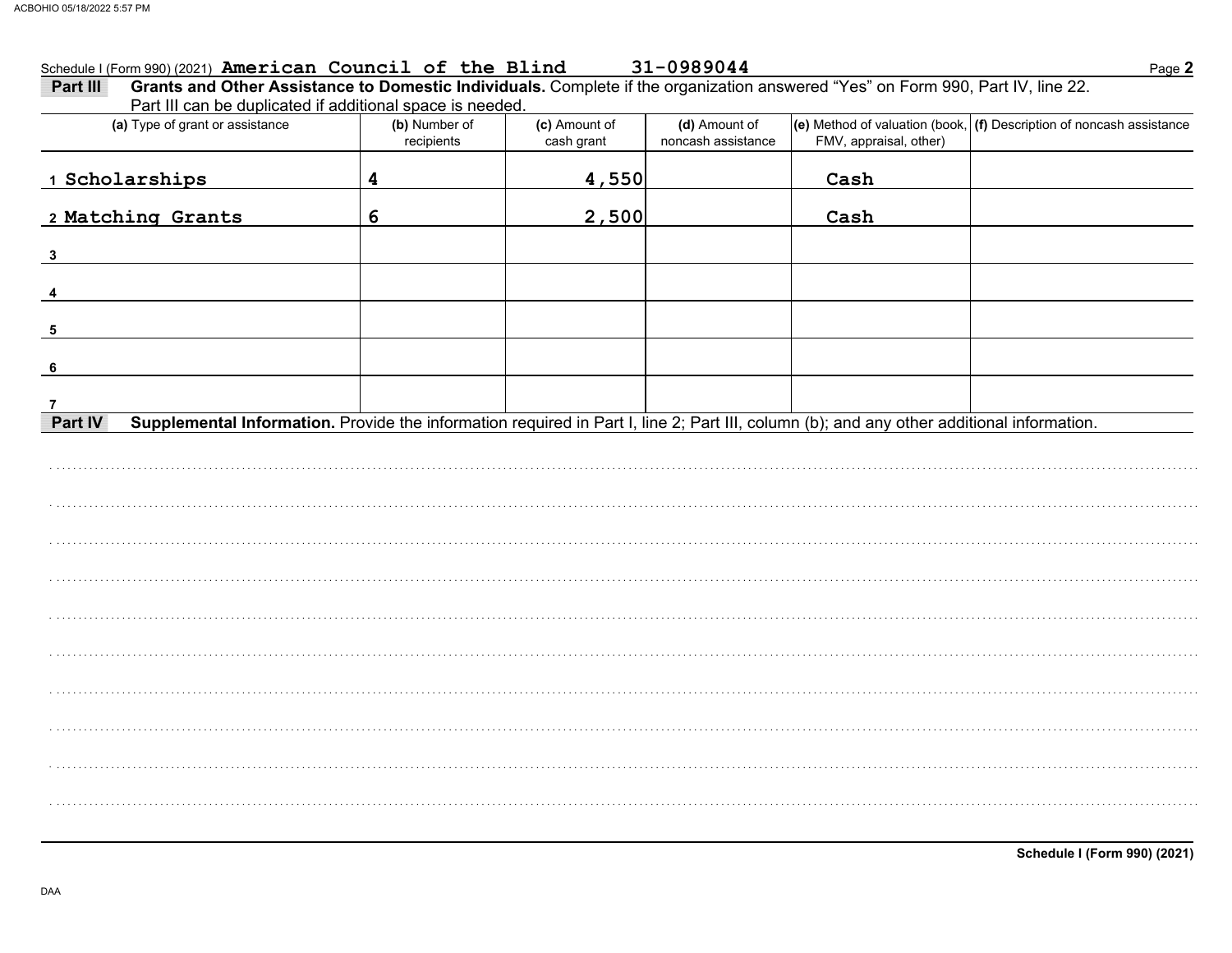Schedule I (Form 990) (2021) **American Council of the Blind** **31-0989044**

**Part III** **Grants and Other Assistance to Domestic Individuals.** Complete if the organization answered "Yes" on Form 990, Part IV, line 22. Part III can be duplicated if additional space is needed.

| (a) Type of grant or assistance | (b) Number of recipients | (c) Amount of cash grant | (d) Amount of noncash assistance | (e) Method of valuation (book, FMV, appraisal, other) | (f) Description of noncash assistance |
|---|---|---|---|---|---|
| 1 Scholarships | 4 | 4,550 | | Cash | |
| 2 Matching Grants | 6 | 2,500 | | Cash | |
| 3 | | | | | |
| 4 | | | | | |
| 5 | | | | | |
| 6 | | | | | |
| 7 | | | | | |

**Part IV** **Supplemental Information.** Provide the information required in Part I, line 2; Part III, column (b); and any other additional information.

**Schedule I (Form 990) (2021)**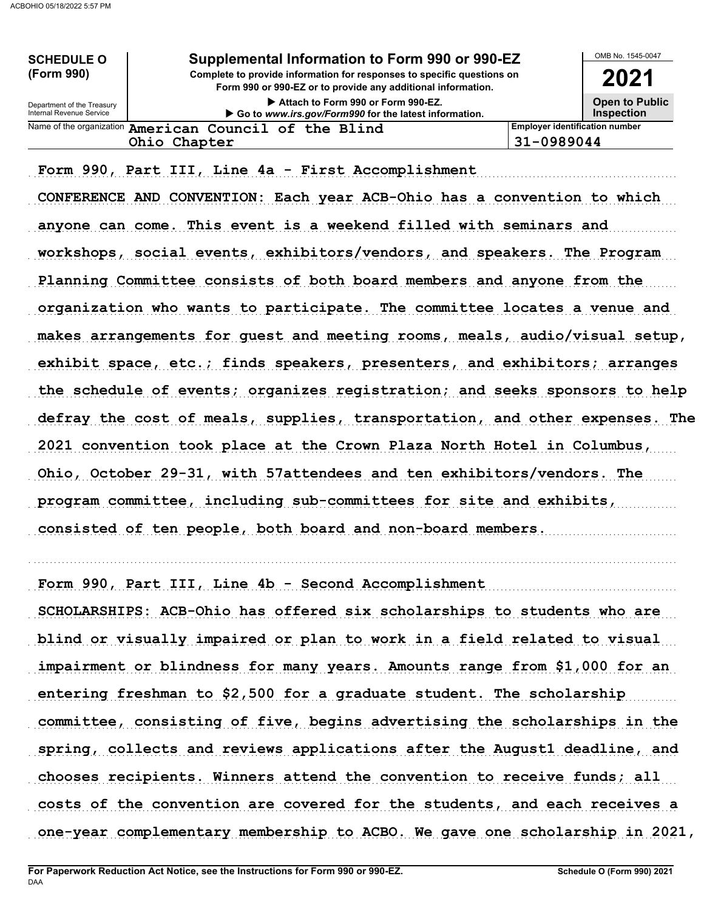**SCHEDULE O (Form 990)**

Department of the Treasury
Internal Revenue Service

# Supplemental Information to Form 990 or 990-EZ

**Complete to provide information for responses to specific questions on Form 990 or 990-EZ or to provide any additional information.**

▶ Attach to Form 990 or Form 990-EZ.
▶ Go to *www.irs.gov/Form990* for the latest information.

OMB No. 1545-0047

**2021**

**Open to Public Inspection**

| Name of the organization | Employer identification number |
|---|---|
| American Council of the Blind Ohio Chapter | 31-0989044 |

Form 990, Part III, Line 4a - First Accomplishment

CONFERENCE AND CONVENTION: Each year ACB-Ohio has a convention to which anyone can come. This event is a weekend filled with seminars and workshops, social events, exhibitors/vendors, and speakers. The Program Planning Committee consists of both board members and anyone from the organization who wants to participate. The committee locates a venue and makes arrangements for guest and meeting rooms, meals, audio/visual setup, exhibit space, etc.; finds speakers, presenters, and exhibitors; arranges the schedule of events; organizes registration; and seeks sponsors to help defray the cost of meals, supplies, transportation, and other expenses. The 2021 convention took place at the Crown Plaza North Hotel in Columbus, Ohio, October 29-31, with 57attendees and ten exhibitors/vendors. The program committee, including sub-committees for site and exhibits, consisted of ten people, both board and non-board members.

Form 990, Part III, Line 4b - Second Accomplishment

SCHOLARSHIPS: ACB-Ohio has offered six scholarships to students who are blind or visually impaired or plan to work in a field related to visual impairment or blindness for many years. Amounts range from $1,000 for an entering freshman to $2,500 for a graduate student. The scholarship committee, consisting of five, begins advertising the scholarships in the spring, collects and reviews applications after the August1 deadline, and chooses recipients. Winners attend the convention to receive funds; all costs of the convention are covered for the students, and each receives a one-year complementary membership to ACBO. We gave one scholarship in 2021,

**For Paperwork Reduction Act Notice, see the Instructions for Form 990 or 990-EZ.**
DAA

**Schedule O (Form 990) 2021**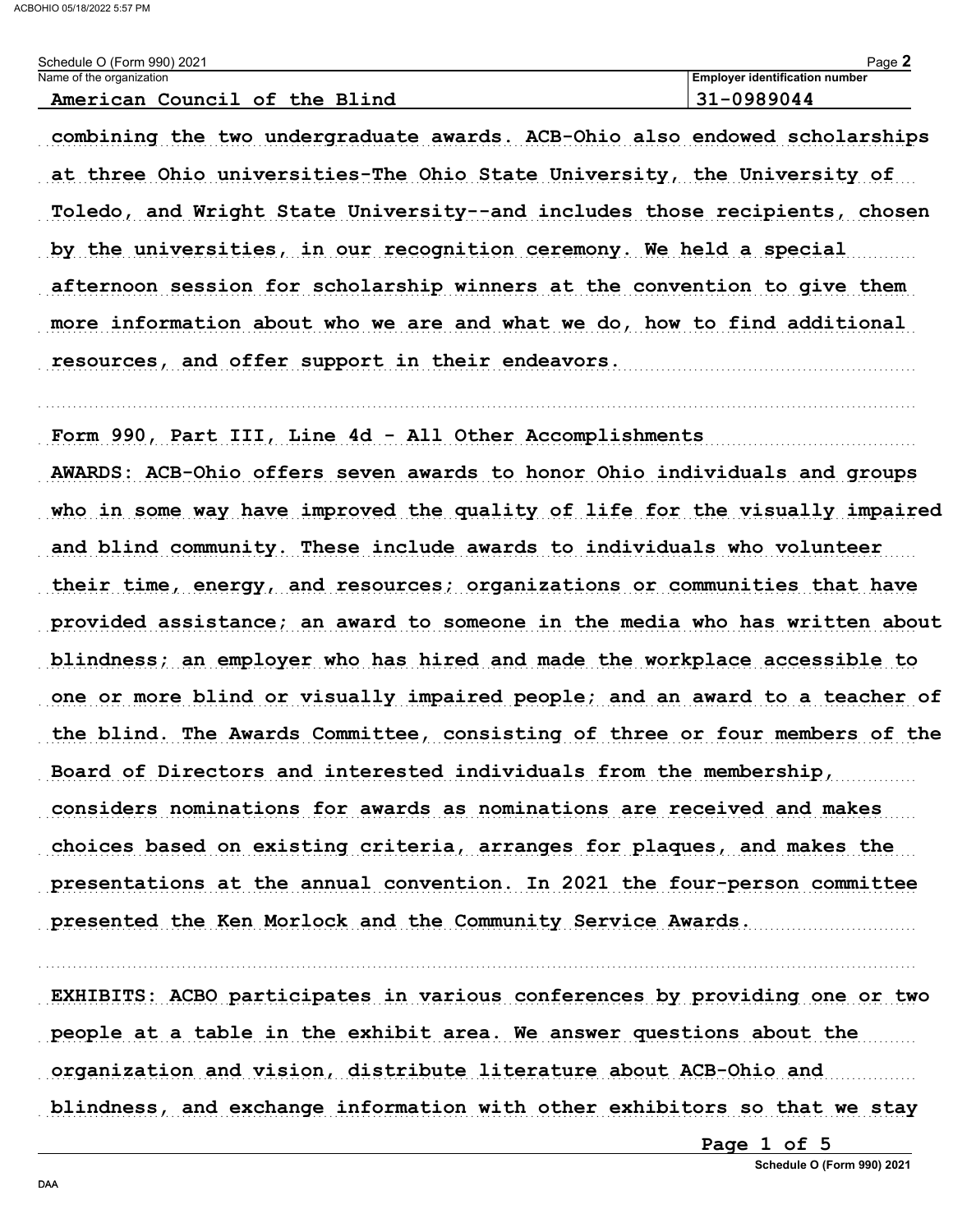Schedule O (Form 990) 2021

Name of the organization: American Council of the Blind

Employer identification number: 31-0989044

combining the two undergraduate awards. ACB-Ohio also endowed scholarships at three Ohio universities-The Ohio State University, the University of Toledo, and Wright State University--and includes those recipients, chosen by the universities, in our recognition ceremony. We held a special afternoon session for scholarship winners at the convention to give them more information about who we are and what we do, how to find additional resources, and offer support in their endeavors.

Form 990, Part III, Line 4d - All Other Accomplishments

AWARDS: ACB-Ohio offers seven awards to honor Ohio individuals and groups who in some way have improved the quality of life for the visually impaired and blind community. These include awards to individuals who volunteer their time, energy, and resources; organizations or communities that have provided assistance; an award to someone in the media who has written about blindness; an employer who has hired and made the workplace accessible to one or more blind or visually impaired people; and an award to a teacher of the blind. The Awards Committee, consisting of three or four members of the Board of Directors and interested individuals from the membership, considers nominations for awards as nominations are received and makes choices based on existing criteria, arranges for plaques, and makes the presentations at the annual convention. In 2021 the four-person committee presented the Ken Morlock and the Community Service Awards.

EXHIBITS: ACBO participates in various conferences by providing one or two people at a table in the exhibit area. We answer questions about the organization and vision, distribute literature about ACB-Ohio and blindness, and exchange information with other exhibitors so that we stay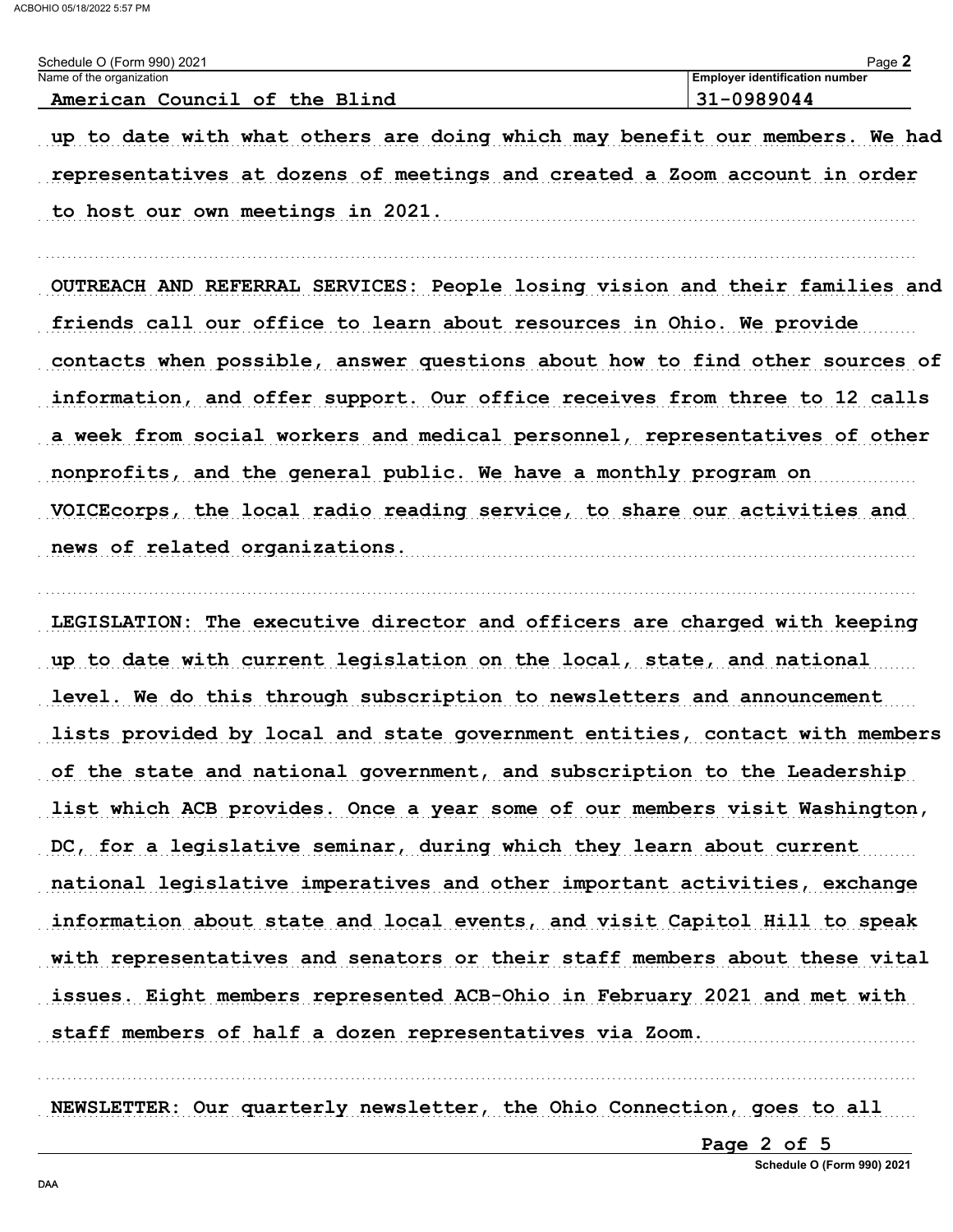Schedule O (Form 990) 2021

Name of the organization: American Council of the Blind

Employer identification number: 31-0989044

up to date with what others are doing which may benefit our members. We had representatives at dozens of meetings and created a Zoom account in order to host our own meetings in 2021.

OUTREACH AND REFERRAL SERVICES: People losing vision and their families and friends call our office to learn about resources in Ohio. We provide contacts when possible, answer questions about how to find other sources of information, and offer support. Our office receives from three to 12 calls a week from social workers and medical personnel, representatives of other nonprofits, and the general public. We have a monthly program on VOICEcorps, the local radio reading service, to share our activities and news of related organizations.

LEGISLATION: The executive director and officers are charged with keeping up to date with current legislation on the local, state, and national level. We do this through subscription to newsletters and announcement lists provided by local and state government entities, contact with members of the state and national government, and subscription to the Leadership list which ACB provides. Once a year some of our members visit Washington, DC, for a legislative seminar, during which they learn about current national legislative imperatives and other important activities, exchange information about state and local events, and visit Capitol Hill to speak with representatives and senators or their staff members about these vital issues. Eight members represented ACB-Ohio in February 2021 and met with staff members of half a dozen representatives via Zoom.

NEWSLETTER: Our quarterly newsletter, the Ohio Connection, goes to all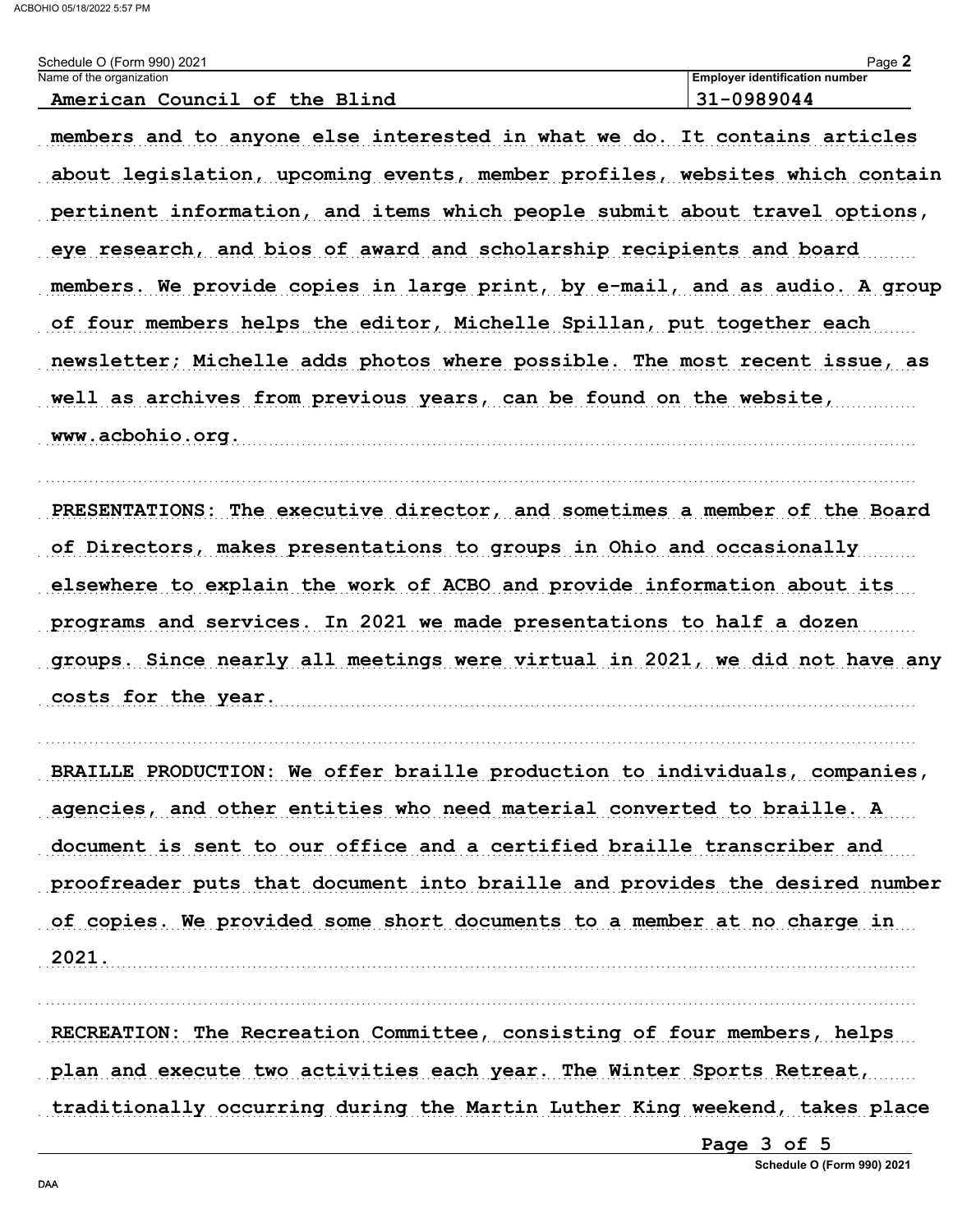Schedule O (Form 990) 2021

Name of the organization: American Council of the Blind

Employer identification number: 31-0989044

members and to anyone else interested in what we do. It contains articles about legislation, upcoming events, member profiles, websites which contain pertinent information, and items which people submit about travel options, eye research, and bios of award and scholarship recipients and board members. We provide copies in large print, by e-mail, and as audio. A group of four members helps the editor, Michelle Spillan, put together each newsletter; Michelle adds photos where possible. The most recent issue, as well as archives from previous years, can be found on the website, www.acbohio.org.

PRESENTATIONS: The executive director, and sometimes a member of the Board of Directors, makes presentations to groups in Ohio and occasionally elsewhere to explain the work of ACBO and provide information about its programs and services. In 2021 we made presentations to half a dozen groups. Since nearly all meetings were virtual in 2021, we did not have any costs for the year.

BRAILLE PRODUCTION: We offer braille production to individuals, companies, agencies, and other entities who need material converted to braille. A document is sent to our office and a certified braille transcriber and proofreader puts that document into braille and provides the desired number of copies. We provided some short documents to a member at no charge in 2021.

RECREATION: The Recreation Committee, consisting of four members, helps plan and execute two activities each year. The Winter Sports Retreat, traditionally occurring during the Martin Luther King weekend, takes place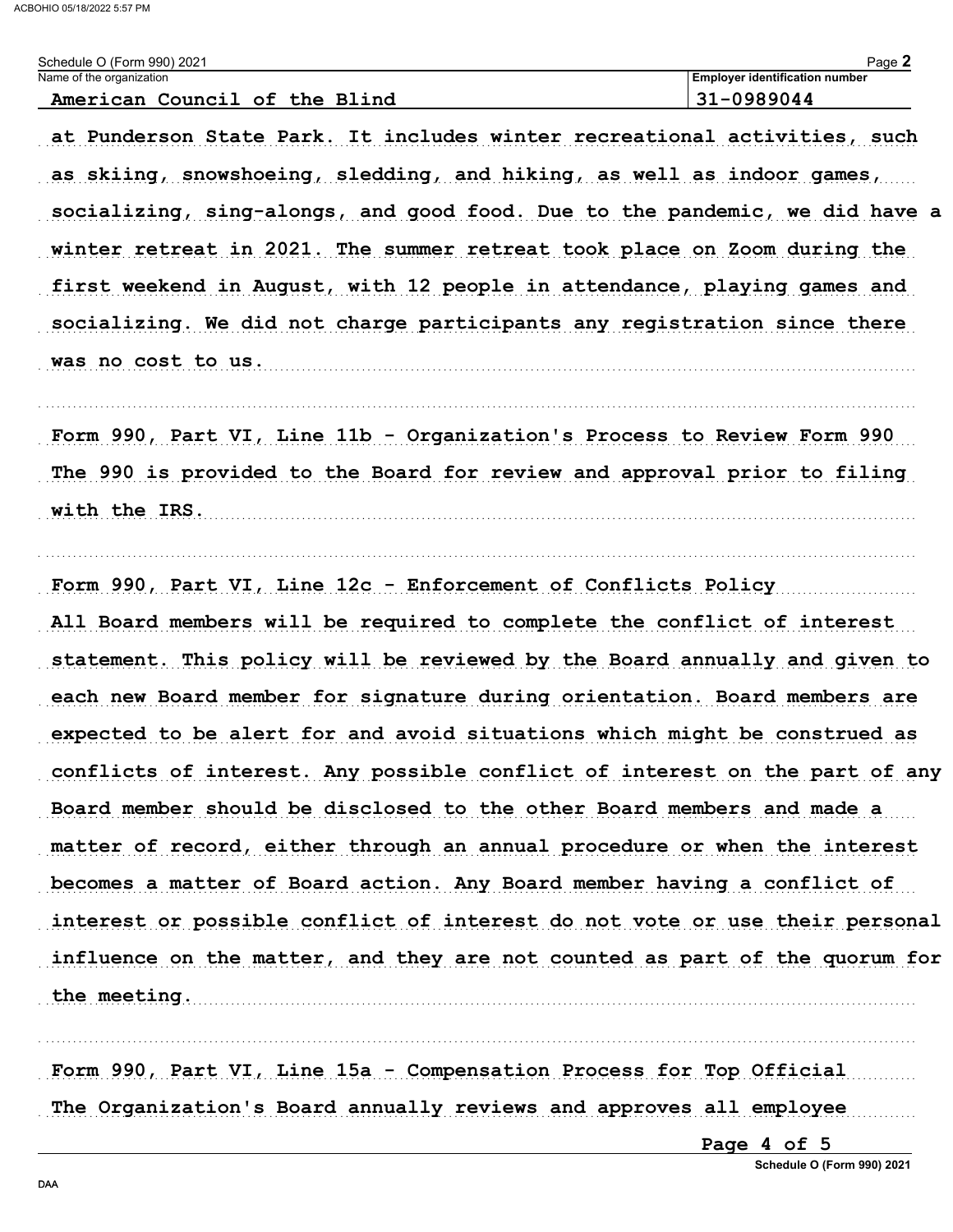Schedule O (Form 990) 2021

| Name of the organization | Employer identification number |
| --- | --- |
| American Council of the Blind | 31-0989044 |

at Punderson State Park. It includes winter recreational activities, such as skiing, snowshoeing, sledding, and hiking, as well as indoor games, socializing, sing-alongs, and good food. Due to the pandemic, we did have a winter retreat in 2021. The summer retreat took place on Zoom during the first weekend in August, with 12 people in attendance, playing games and socializing. We did not charge participants any registration since there was no cost to us.

Form 990, Part VI, Line 11b - Organization's Process to Review Form 990
The 990 is provided to the Board for review and approval prior to filing with the IRS.

Form 990, Part VI, Line 12c - Enforcement of Conflicts Policy
All Board members will be required to complete the conflict of interest statement. This policy will be reviewed by the Board annually and given to each new Board member for signature during orientation. Board members are expected to be alert for and avoid situations which might be construed as conflicts of interest. Any possible conflict of interest on the part of any Board member should be disclosed to the other Board members and made a matter of record, either through an annual procedure or when the interest becomes a matter of Board action. Any Board member having a conflict of interest or possible conflict of interest do not vote or use their personal influence on the matter, and they are not counted as part of the quorum for the meeting.

Form 990, Part VI, Line 15a - Compensation Process for Top Official
The Organization's Board annually reviews and approves all employee

Schedule O (Form 990) 2021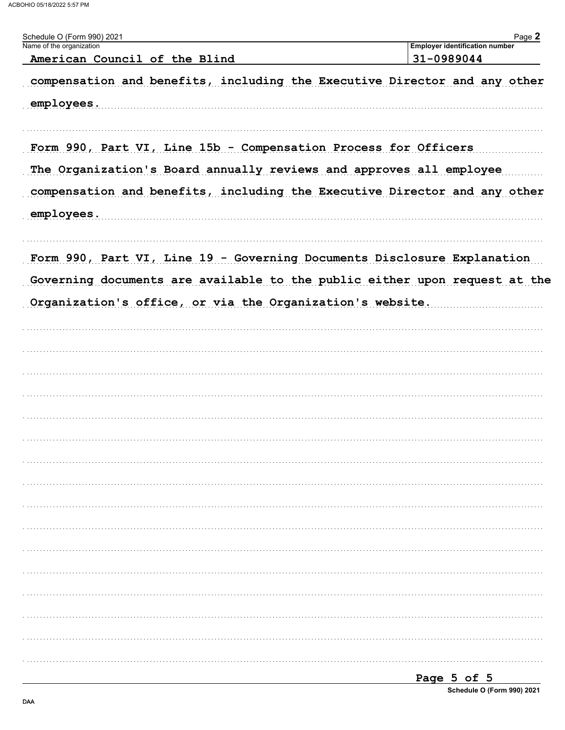Schedule O (Form 990) 2021

Name of the organization: American Council of the Blind

Employer identification number: 31-0989044

compensation and benefits, including the Executive Director and any other employees.

Form 990, Part VI, Line 15b - Compensation Process for Officers

The Organization's Board annually reviews and approves all employee compensation and benefits, including the Executive Director and any other employees.

Form 990, Part VI, Line 19 - Governing Documents Disclosure Explanation

Governing documents are available to the public either upon request at the Organization's office, or via the Organization's website.